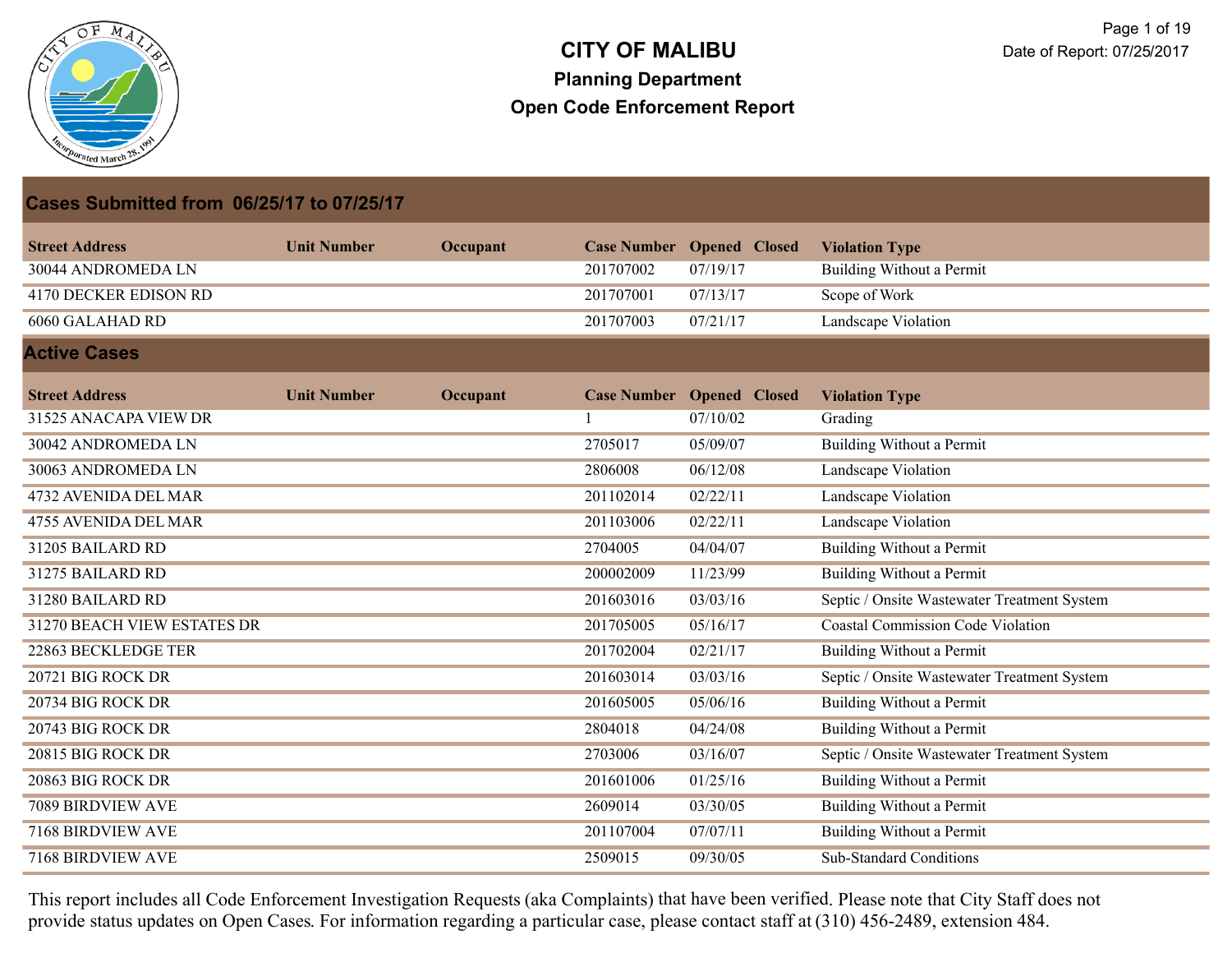# CITY OF MALIBU

## Planning Department

## Open Code Enforcement Report

Date of Report: 07/25/2017

### Cases Submitted from 06/25/17 to 07/25/17

| Street Address | Unit Number | Occupant | Case Number | Opened | Closed | Violation Type |
|---|---|---|---|---|---|---|
| 30044 ANDROMEDA LN | | | 201707002 | 07/19/17 | | Building Without a Permit |
| 4170 DECKER EDISON RD | | | 201707001 | 07/13/17 | | Scope of Work |
| 6060 GALAHAD RD | | | 201707003 | 07/21/17 | | Landscape Violation |

### Active Cases

| Street Address | Unit Number | Occupant | Case Number | Opened | Closed | Violation Type |
|---|---|---|---|---|---|---|
| 31525 ANACAPA VIEW DR | | | 1 | 07/10/02 | | Grading |
| 30042 ANDROMEDA LN | | | 2705017 | 05/09/07 | | Building Without a Permit |
| 30063 ANDROMEDA LN | | | 2806008 | 06/12/08 | | Landscape Violation |
| 4732 AVENIDA DEL MAR | | | 201102014 | 02/22/11 | | Landscape Violation |
| 4755 AVENIDA DEL MAR | | | 201103006 | 02/22/11 | | Landscape Violation |
| 31205 BAILARD RD | | | 2704005 | 04/04/07 | | Building Without a Permit |
| 31275 BAILARD RD | | | 200002009 | 11/23/99 | | Building Without a Permit |
| 31280 BAILARD RD | | | 201603016 | 03/03/16 | | Septic / Onsite Wastewater Treatment System |
| 31270 BEACH VIEW ESTATES DR | | | 201705005 | 05/16/17 | | Coastal Commission Code Violation |
| 22863 BECKLEDGE TER | | | 201702004 | 02/21/17 | | Building Without a Permit |
| 20721 BIG ROCK DR | | | 201603014 | 03/03/16 | | Septic / Onsite Wastewater Treatment System |
| 20734 BIG ROCK DR | | | 201605005 | 05/06/16 | | Building Without a Permit |
| 20743 BIG ROCK DR | | | 2804018 | 04/24/08 | | Building Without a Permit |
| 20815 BIG ROCK DR | | | 2703006 | 03/16/07 | | Septic / Onsite Wastewater Treatment System |
| 20863 BIG ROCK DR | | | 201601006 | 01/25/16 | | Building Without a Permit |
| 7089 BIRDVIEW AVE | | | 2609014 | 03/30/05 | | Building Without a Permit |
| 7168 BIRDVIEW AVE | | | 201107004 | 07/07/11 | | Building Without a Permit |
| 7168 BIRDVIEW AVE | | | 2509015 | 09/30/05 | | Sub-Standard Conditions |

This report includes all Code Enforcement Investigation Requests (aka Complaints) that have been verified. Please note that City Staff does not provide status updates on Open Cases. For information regarding a particular case, please contact staff at (310) 456-2489, extension 484.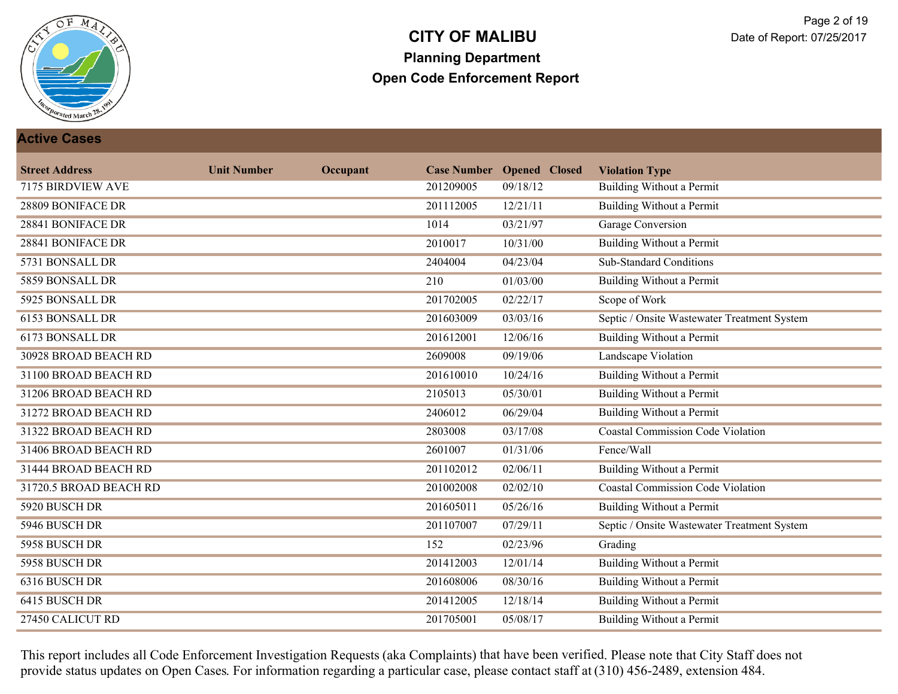# CITY OF MALIBU

## Planning Department

## Open Code Enforcement Report

Date of Report: 07/25/2017

### Active Cases

| Street Address | Unit Number | Occupant | Case Number | Opened | Closed | Violation Type |
|---|---|---|---|---|---|---|
| 7175 BIRDVIEW AVE | | | 201209005 | 09/18/12 | | Building Without a Permit |
| 28809 BONIFACE DR | | | 201112005 | 12/21/11 | | Building Without a Permit |
| 28841 BONIFACE DR | | | 1014 | 03/21/97 | | Garage Conversion |
| 28841 BONIFACE DR | | | 2010017 | 10/31/00 | | Building Without a Permit |
| 5731 BONSALL DR | | | 2404004 | 04/23/04 | | Sub-Standard Conditions |
| 5859 BONSALL DR | | | 210 | 01/03/00 | | Building Without a Permit |
| 5925 BONSALL DR | | | 201702005 | 02/22/17 | | Scope of Work |
| 6153 BONSALL DR | | | 201603009 | 03/03/16 | | Septic / Onsite Wastewater Treatment System |
| 6173 BONSALL DR | | | 201612001 | 12/06/16 | | Building Without a Permit |
| 30928 BROAD BEACH RD | | | 2609008 | 09/19/06 | | Landscape Violation |
| 31100 BROAD BEACH RD | | | 201610010 | 10/24/16 | | Building Without a Permit |
| 31206 BROAD BEACH RD | | | 2105013 | 05/30/01 | | Building Without a Permit |
| 31272 BROAD BEACH RD | | | 2406012 | 06/29/04 | | Building Without a Permit |
| 31322 BROAD BEACH RD | | | 2803008 | 03/17/08 | | Coastal Commission Code Violation |
| 31406 BROAD BEACH RD | | | 2601007 | 01/31/06 | | Fence/Wall |
| 31444 BROAD BEACH RD | | | 201102012 | 02/06/11 | | Building Without a Permit |
| 31720.5 BROAD BEACH RD | | | 201002008 | 02/02/10 | | Coastal Commission Code Violation |
| 5920 BUSCH DR | | | 201605011 | 05/26/16 | | Building Without a Permit |
| 5946 BUSCH DR | | | 201107007 | 07/29/11 | | Septic / Onsite Wastewater Treatment System |
| 5958 BUSCH DR | | | 152 | 02/23/96 | | Grading |
| 5958 BUSCH DR | | | 201412003 | 12/01/14 | | Building Without a Permit |
| 6316 BUSCH DR | | | 201608006 | 08/30/16 | | Building Without a Permit |
| 6415 BUSCH DR | | | 201412005 | 12/18/14 | | Building Without a Permit |
| 27450 CALICUT RD | | | 201705001 | 05/08/17 | | Building Without a Permit |

This report includes all Code Enforcement Investigation Requests (aka Complaints) that have been verified. Please note that City Staff does not provide status updates on Open Cases. For information regarding a particular case, please contact staff at (310) 456-2489, extension 484.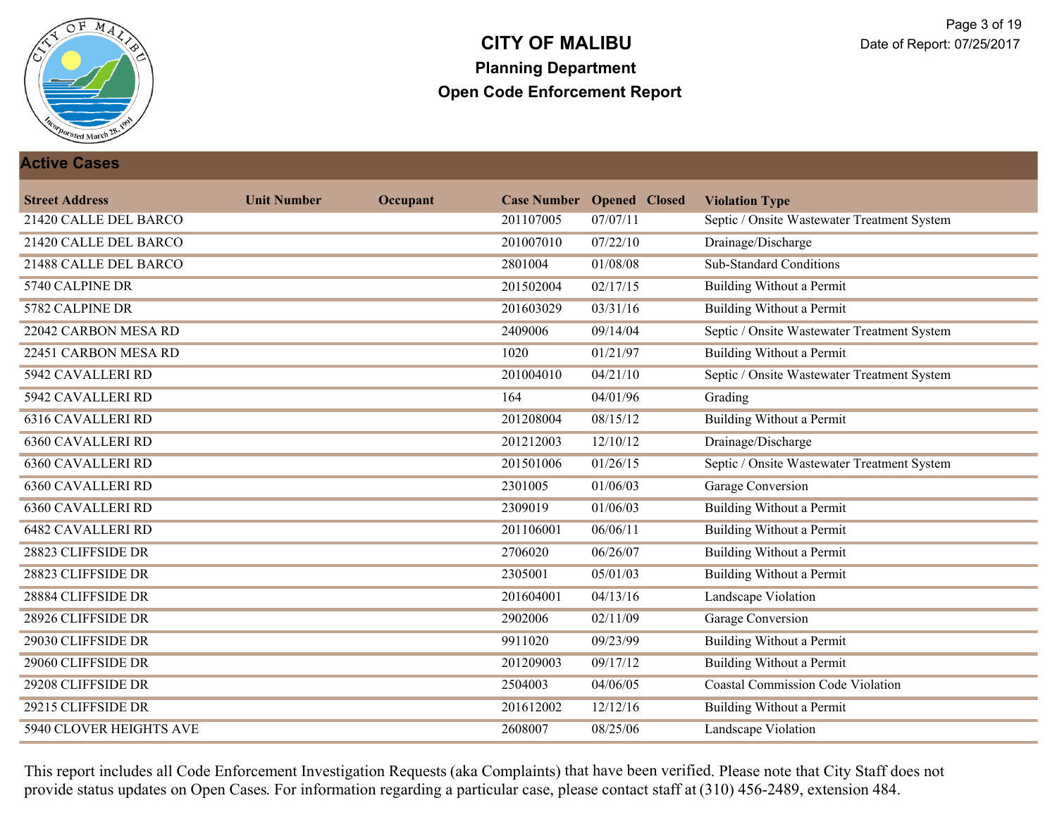# CITY OF MALIBU

## Planning Department

## Open Code Enforcement Report

### Active Cases

| Street Address | Unit Number | Occupant | Case Number | Opened | Closed | Violation Type |
|---|---|---|---|---|---|---|
| 21420 CALLE DEL BARCO | | | 201107005 | 07/07/11 | | Septic / Onsite Wastewater Treatment System |
| 21420 CALLE DEL BARCO | | | 201007010 | 07/22/10 | | Drainage/Discharge |
| 21488 CALLE DEL BARCO | | | 2801004 | 01/08/08 | | Sub-Standard Conditions |
| 5740 CALPINE DR | | | 201502004 | 02/17/15 | | Building Without a Permit |
| 5782 CALPINE DR | | | 201603029 | 03/31/16 | | Building Without a Permit |
| 22042 CARBON MESA RD | | | 2409006 | 09/14/04 | | Septic / Onsite Wastewater Treatment System |
| 22451 CARBON MESA RD | | | 1020 | 01/21/97 | | Building Without a Permit |
| 5942 CAVALLERI RD | | | 201004010 | 04/21/10 | | Septic / Onsite Wastewater Treatment System |
| 5942 CAVALLERI RD | | | 164 | 04/01/96 | | Grading |
| 6316 CAVALLERI RD | | | 201208004 | 08/15/12 | | Building Without a Permit |
| 6360 CAVALLERI RD | | | 201212003 | 12/10/12 | | Drainage/Discharge |
| 6360 CAVALLERI RD | | | 201501006 | 01/26/15 | | Septic / Onsite Wastewater Treatment System |
| 6360 CAVALLERI RD | | | 2301005 | 01/06/03 | | Garage Conversion |
| 6360 CAVALLERI RD | | | 2309019 | 01/06/03 | | Building Without a Permit |
| 6482 CAVALLERI RD | | | 201106001 | 06/06/11 | | Building Without a Permit |
| 28823 CLIFFSIDE DR | | | 2706020 | 06/26/07 | | Building Without a Permit |
| 28823 CLIFFSIDE DR | | | 2305001 | 05/01/03 | | Building Without a Permit |
| 28884 CLIFFSIDE DR | | | 201604001 | 04/13/16 | | Landscape Violation |
| 28926 CLIFFSIDE DR | | | 2902006 | 02/11/09 | | Garage Conversion |
| 29030 CLIFFSIDE DR | | | 9911020 | 09/23/99 | | Building Without a Permit |
| 29060 CLIFFSIDE DR | | | 201209003 | 09/17/12 | | Building Without a Permit |
| 29208 CLIFFSIDE DR | | | 2504003 | 04/06/05 | | Coastal Commission Code Violation |
| 29215 CLIFFSIDE DR | | | 201612002 | 12/12/16 | | Building Without a Permit |
| 5940 CLOVER HEIGHTS AVE | | | 2608007 | 08/25/06 | | Landscape Violation |

This report includes all Code Enforcement Investigation Requests (aka Complaints) that have been verified. Please note that City Staff does not provide status updates on Open Cases. For information regarding a particular case, please contact staff at (310) 456-2489, extension 484.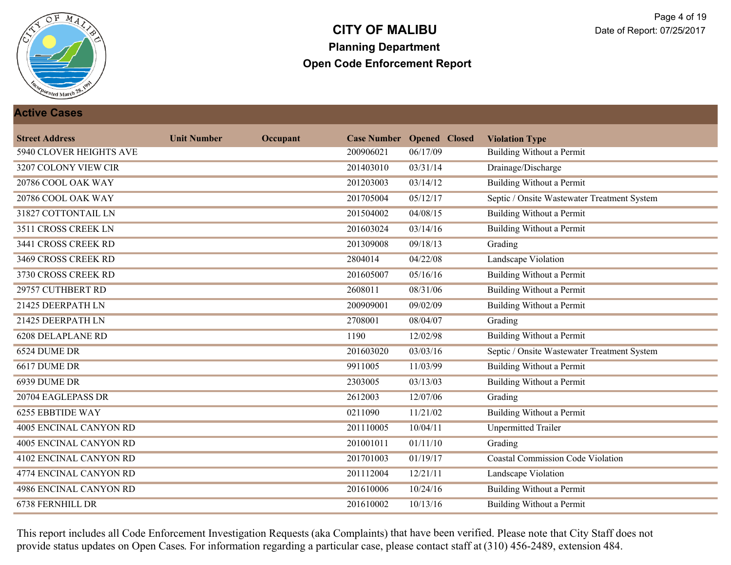# CITY OF MALIBU

## Planning Department

## Open Code Enforcement Report

Date of Report: 07/25/2017

### Active Cases

| Street Address | Unit Number | Occupant | Case Number | Opened | Closed | Violation Type |
|---|---|---|---|---|---|---|
| 5940 CLOVER HEIGHTS AVE | | | 200906021 | 06/17/09 | | Building Without a Permit |
| 3207 COLONY VIEW CIR | | | 201403010 | 03/31/14 | | Drainage/Discharge |
| 20786 COOL OAK WAY | | | 201203003 | 03/14/12 | | Building Without a Permit |
| 20786 COOL OAK WAY | | | 201705004 | 05/12/17 | | Septic / Onsite Wastewater Treatment System |
| 31827 COTTONTAIL LN | | | 201504002 | 04/08/15 | | Building Without a Permit |
| 3511 CROSS CREEK LN | | | 201603024 | 03/14/16 | | Building Without a Permit |
| 3441 CROSS CREEK RD | | | 201309008 | 09/18/13 | | Grading |
| 3469 CROSS CREEK RD | | | 2804014 | 04/22/08 | | Landscape Violation |
| 3730 CROSS CREEK RD | | | 201605007 | 05/16/16 | | Building Without a Permit |
| 29757 CUTHBERT RD | | | 2608011 | 08/31/06 | | Building Without a Permit |
| 21425 DEERPATH LN | | | 200909001 | 09/02/09 | | Building Without a Permit |
| 21425 DEERPATH LN | | | 2708001 | 08/04/07 | | Grading |
| 6208 DELAPLANE RD | | | 1190 | 12/02/98 | | Building Without a Permit |
| 6524 DUME DR | | | 201603020 | 03/03/16 | | Septic / Onsite Wastewater Treatment System |
| 6617 DUME DR | | | 9911005 | 11/03/99 | | Building Without a Permit |
| 6939 DUME DR | | | 2303005 | 03/13/03 | | Building Without a Permit |
| 20704 EAGLEPASS DR | | | 2612003 | 12/07/06 | | Grading |
| 6255 EBBTIDE WAY | | | 0211090 | 11/21/02 | | Building Without a Permit |
| 4005 ENCINAL CANYON RD | | | 201110005 | 10/04/11 | | Unpermitted Trailer |
| 4005 ENCINAL CANYON RD | | | 201001011 | 01/11/10 | | Grading |
| 4102 ENCINAL CANYON RD | | | 201701003 | 01/19/17 | | Coastal Commission Code Violation |
| 4774 ENCINAL CANYON RD | | | 201112004 | 12/21/11 | | Landscape Violation |
| 4986 ENCINAL CANYON RD | | | 201610006 | 10/24/16 | | Building Without a Permit |
| 6738 FERNHILL DR | | | 201610002 | 10/13/16 | | Building Without a Permit |

This report includes all Code Enforcement Investigation Requests (aka Complaints) that have been verified. Please note that City Staff does not provide status updates on Open Cases. For information regarding a particular case, please contact staff at (310) 456-2489, extension 484.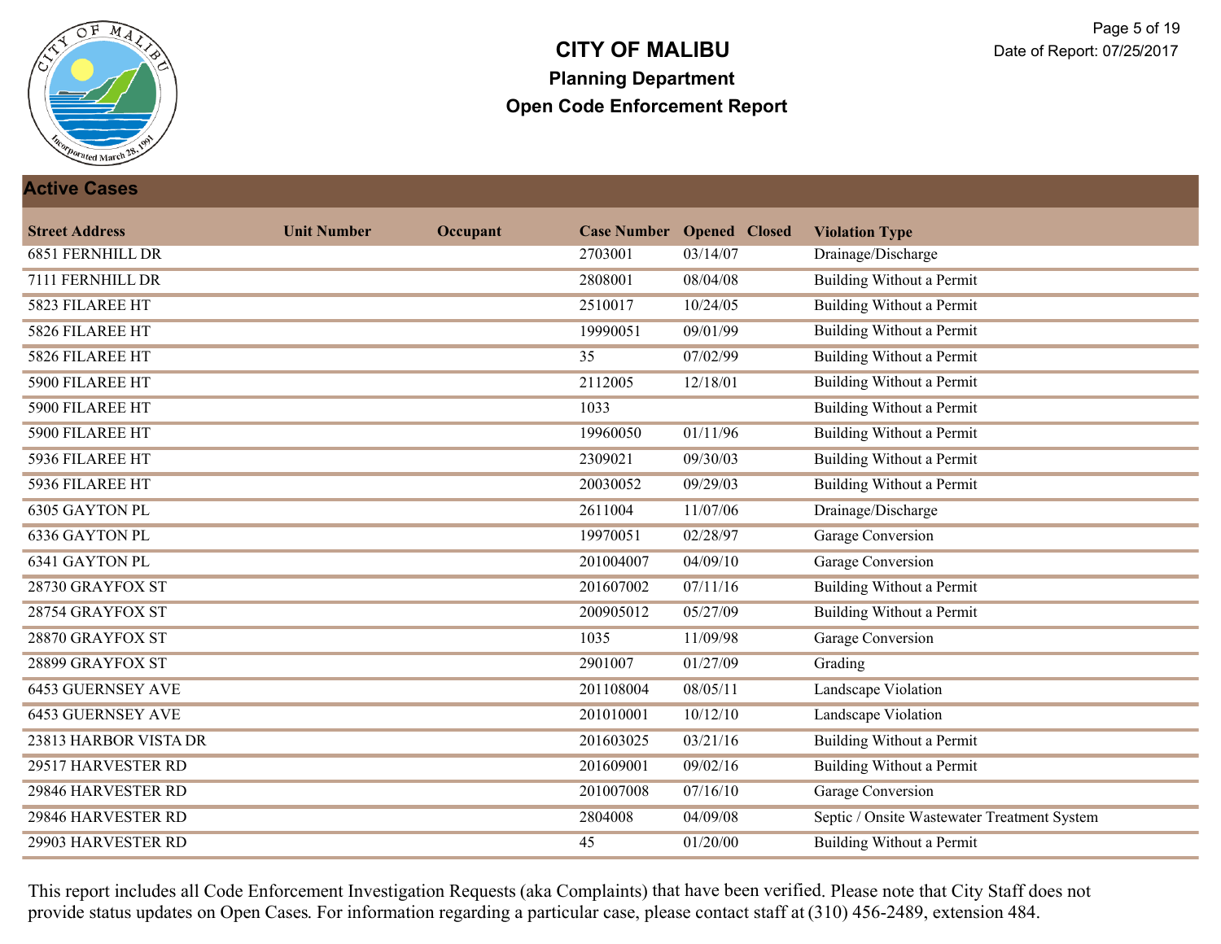# CITY OF MALIBU

## Planning Department

## Open Code Enforcement Report

Date of Report: 07/25/2017

### Active Cases

| Street Address | Unit Number | Occupant | Case Number | Opened | Closed | Violation Type |
|---|---|---|---|---|---|---|
| 6851 FERNHILL DR | | | 2703001 | 03/14/07 | | Drainage/Discharge |
| 7111 FERNHILL DR | | | 2808001 | 08/04/08 | | Building Without a Permit |
| 5823 FILAREE HT | | | 2510017 | 10/24/05 | | Building Without a Permit |
| 5826 FILAREE HT | | | 19990051 | 09/01/99 | | Building Without a Permit |
| 5826 FILAREE HT | | | 35 | 07/02/99 | | Building Without a Permit |
| 5900 FILAREE HT | | | 2112005 | 12/18/01 | | Building Without a Permit |
| 5900 FILAREE HT | | | 1033 | | | Building Without a Permit |
| 5900 FILAREE HT | | | 19960050 | 01/11/96 | | Building Without a Permit |
| 5936 FILAREE HT | | | 2309021 | 09/30/03 | | Building Without a Permit |
| 5936 FILAREE HT | | | 20030052 | 09/29/03 | | Building Without a Permit |
| 6305 GAYTON PL | | | 2611004 | 11/07/06 | | Drainage/Discharge |
| 6336 GAYTON PL | | | 19970051 | 02/28/97 | | Garage Conversion |
| 6341 GAYTON PL | | | 201004007 | 04/09/10 | | Garage Conversion |
| 28730 GRAYFOX ST | | | 201607002 | 07/11/16 | | Building Without a Permit |
| 28754 GRAYFOX ST | | | 200905012 | 05/27/09 | | Building Without a Permit |
| 28870 GRAYFOX ST | | | 1035 | 11/09/98 | | Garage Conversion |
| 28899 GRAYFOX ST | | | 2901007 | 01/27/09 | | Grading |
| 6453 GUERNSEY AVE | | | 201108004 | 08/05/11 | | Landscape Violation |
| 6453 GUERNSEY AVE | | | 201010001 | 10/12/10 | | Landscape Violation |
| 23813 HARBOR VISTA DR | | | 201603025 | 03/21/16 | | Building Without a Permit |
| 29517 HARVESTER RD | | | 201609001 | 09/02/16 | | Building Without a Permit |
| 29846 HARVESTER RD | | | 201007008 | 07/16/10 | | Garage Conversion |
| 29846 HARVESTER RD | | | 2804008 | 04/09/08 | | Septic / Onsite Wastewater Treatment System |
| 29903 HARVESTER RD | | | 45 | 01/20/00 | | Building Without a Permit |

This report includes all Code Enforcement Investigation Requests (aka Complaints) that have been verified. Please note that City Staff does not provide status updates on Open Cases. For information regarding a particular case, please contact staff at (310) 456-2489, extension 484.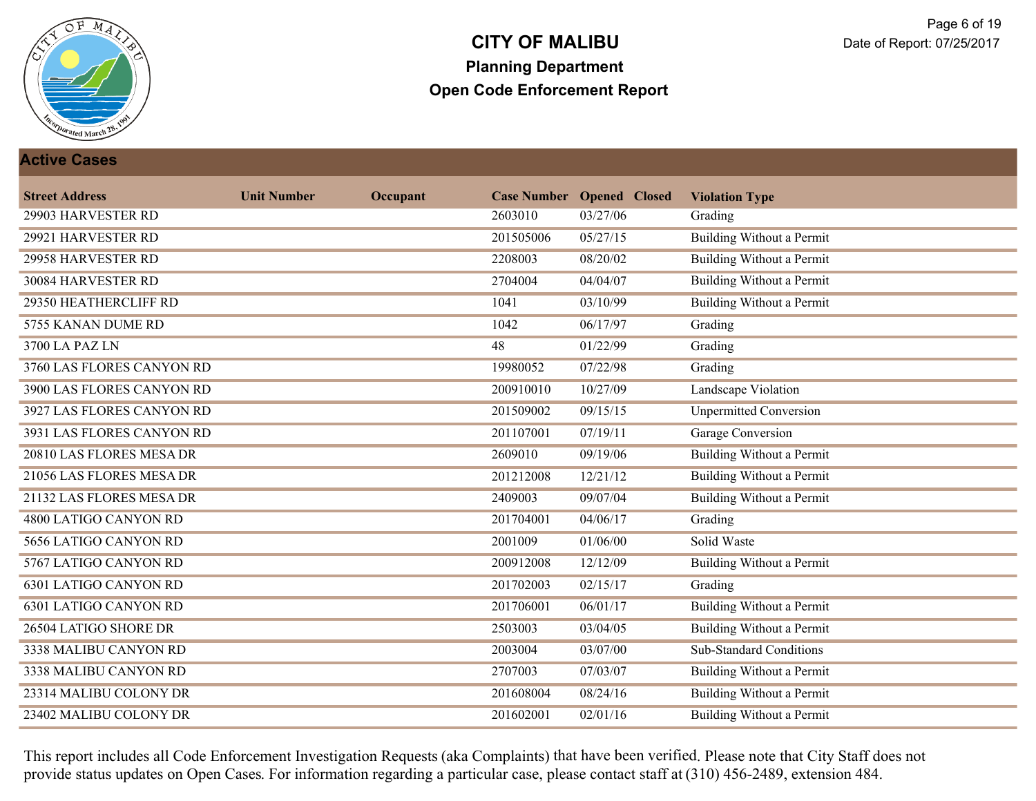# CITY OF MALIBU

## Planning Department

## Open Code Enforcement Report

Date of Report: 07/25/2017

### Active Cases

| Street Address | Unit Number | Occupant | Case Number | Opened | Closed | Violation Type |
|---|---|---|---|---|---|---|
| 29903 HARVESTER RD | | | 2603010 | 03/27/06 | | Grading |
| 29921 HARVESTER RD | | | 201505006 | 05/27/15 | | Building Without a Permit |
| 29958 HARVESTER RD | | | 2208003 | 08/20/02 | | Building Without a Permit |
| 30084 HARVESTER RD | | | 2704004 | 04/04/07 | | Building Without a Permit |
| 29350 HEATHERCLIFF RD | | | 1041 | 03/10/99 | | Building Without a Permit |
| 5755 KANAN DUME RD | | | 1042 | 06/17/97 | | Grading |
| 3700 LA PAZ LN | | | 48 | 01/22/99 | | Grading |
| 3760 LAS FLORES CANYON RD | | | 19980052 | 07/22/98 | | Grading |
| 3900 LAS FLORES CANYON RD | | | 200910010 | 10/27/09 | | Landscape Violation |
| 3927 LAS FLORES CANYON RD | | | 201509002 | 09/15/15 | | Unpermitted Conversion |
| 3931 LAS FLORES CANYON RD | | | 201107001 | 07/19/11 | | Garage Conversion |
| 20810 LAS FLORES MESA DR | | | 2609010 | 09/19/06 | | Building Without a Permit |
| 21056 LAS FLORES MESA DR | | | 201212008 | 12/21/12 | | Building Without a Permit |
| 21132 LAS FLORES MESA DR | | | 2409003 | 09/07/04 | | Building Without a Permit |
| 4800 LATIGO CANYON RD | | | 201704001 | 04/06/17 | | Grading |
| 5656 LATIGO CANYON RD | | | 2001009 | 01/06/00 | | Solid Waste |
| 5767 LATIGO CANYON RD | | | 200912008 | 12/12/09 | | Building Without a Permit |
| 6301 LATIGO CANYON RD | | | 201702003 | 02/15/17 | | Grading |
| 6301 LATIGO CANYON RD | | | 201706001 | 06/01/17 | | Building Without a Permit |
| 26504 LATIGO SHORE DR | | | 2503003 | 03/04/05 | | Building Without a Permit |
| 3338 MALIBU CANYON RD | | | 2003004 | 03/07/00 | | Sub-Standard Conditions |
| 3338 MALIBU CANYON RD | | | 2707003 | 07/03/07 | | Building Without a Permit |
| 23314 MALIBU COLONY DR | | | 201608004 | 08/24/16 | | Building Without a Permit |
| 23402 MALIBU COLONY DR | | | 201602001 | 02/01/16 | | Building Without a Permit |

This report includes all Code Enforcement Investigation Requests (aka Complaints) that have been verified. Please note that City Staff does not provide status updates on Open Cases. For information regarding a particular case, please contact staff at (310) 456-2489, extension 484.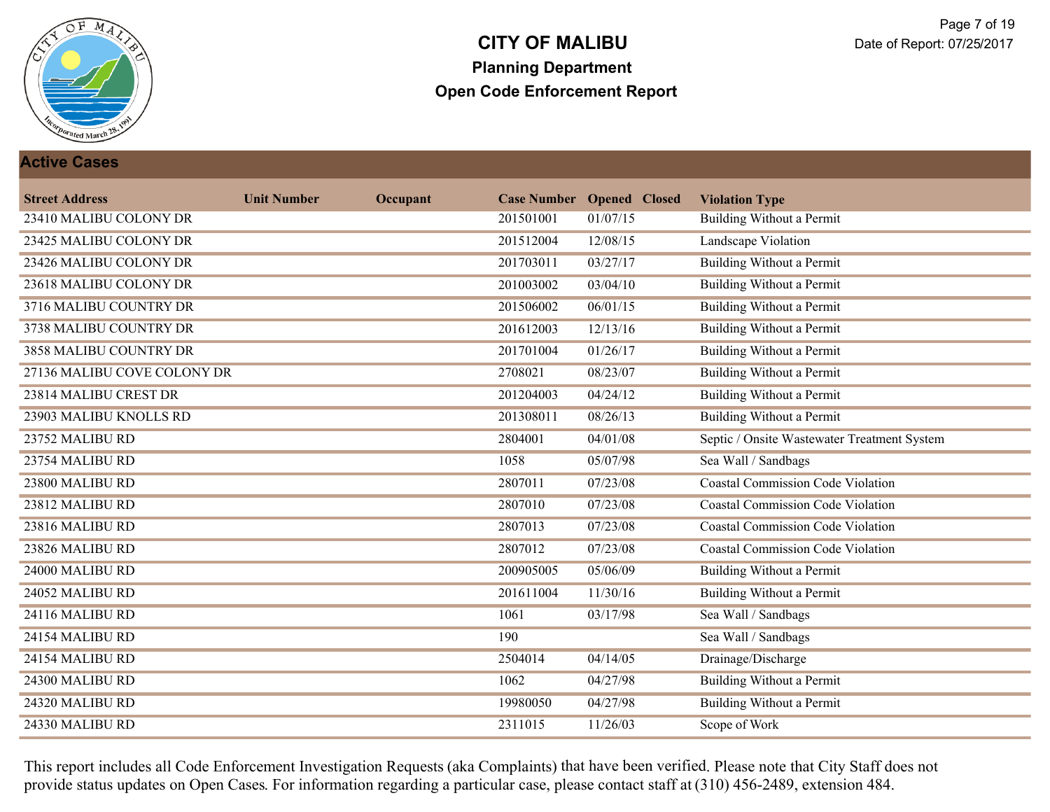# CITY OF MALIBU

## Planning Department

## Open Code Enforcement Report

Date of Report: 07/25/2017

### Active Cases

| Street Address | Unit Number | Occupant | Case Number | Opened | Closed | Violation Type |
|---|---|---|---|---|---|---|
| 23410 MALIBU COLONY DR | | | 201501001 | 01/07/15 | | Building Without a Permit |
| 23425 MALIBU COLONY DR | | | 201512004 | 12/08/15 | | Landscape Violation |
| 23426 MALIBU COLONY DR | | | 201703011 | 03/27/17 | | Building Without a Permit |
| 23618 MALIBU COLONY DR | | | 201003002 | 03/04/10 | | Building Without a Permit |
| 3716 MALIBU COUNTRY DR | | | 201506002 | 06/01/15 | | Building Without a Permit |
| 3738 MALIBU COUNTRY DR | | | 201612003 | 12/13/16 | | Building Without a Permit |
| 3858 MALIBU COUNTRY DR | | | 201701004 | 01/26/17 | | Building Without a Permit |
| 27136 MALIBU COVE COLONY DR | | | 2708021 | 08/23/07 | | Building Without a Permit |
| 23814 MALIBU CREST DR | | | 201204003 | 04/24/12 | | Building Without a Permit |
| 23903 MALIBU KNOLLS RD | | | 201308011 | 08/26/13 | | Building Without a Permit |
| 23752 MALIBU RD | | | 2804001 | 04/01/08 | | Septic / Onsite Wastewater Treatment System |
| 23754 MALIBU RD | | | 1058 | 05/07/98 | | Sea Wall / Sandbags |
| 23800 MALIBU RD | | | 2807011 | 07/23/08 | | Coastal Commission Code Violation |
| 23812 MALIBU RD | | | 2807010 | 07/23/08 | | Coastal Commission Code Violation |
| 23816 MALIBU RD | | | 2807013 | 07/23/08 | | Coastal Commission Code Violation |
| 23826 MALIBU RD | | | 2807012 | 07/23/08 | | Coastal Commission Code Violation |
| 24000 MALIBU RD | | | 200905005 | 05/06/09 | | Building Without a Permit |
| 24052 MALIBU RD | | | 201611004 | 11/30/16 | | Building Without a Permit |
| 24116 MALIBU RD | | | 1061 | 03/17/98 | | Sea Wall / Sandbags |
| 24154 MALIBU RD | | | 190 | | | Sea Wall / Sandbags |
| 24154 MALIBU RD | | | 2504014 | 04/14/05 | | Drainage/Discharge |
| 24300 MALIBU RD | | | 1062 | 04/27/98 | | Building Without a Permit |
| 24320 MALIBU RD | | | 19980050 | 04/27/98 | | Building Without a Permit |
| 24330 MALIBU RD | | | 2311015 | 11/26/03 | | Scope of Work |

This report includes all Code Enforcement Investigation Requests (aka Complaints) that have been verified. Please note that City Staff does not provide status updates on Open Cases. For information regarding a particular case, please contact staff at (310) 456-2489, extension 484.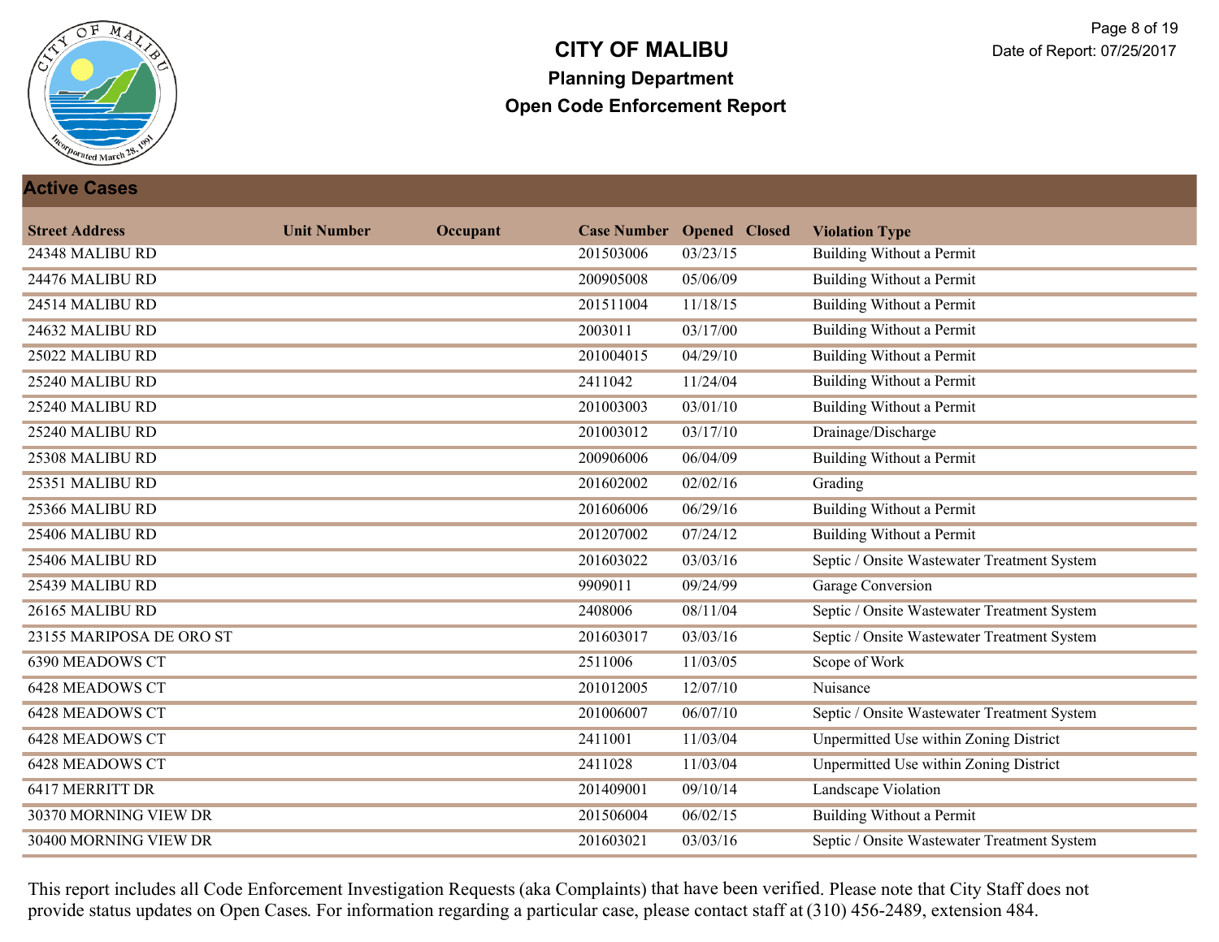# CITY OF MALIBU

## Planning Department

## Open Code Enforcement Report

Date of Report: 07/25/2017

### Active Cases

| Street Address | Unit Number | Occupant | Case Number | Opened | Closed | Violation Type |
|---|---|---|---|---|---|---|
| 24348 MALIBU RD | | | 201503006 | 03/23/15 | | Building Without a Permit |
| 24476 MALIBU RD | | | 200905008 | 05/06/09 | | Building Without a Permit |
| 24514 MALIBU RD | | | 201511004 | 11/18/15 | | Building Without a Permit |
| 24632 MALIBU RD | | | 2003011 | 03/17/00 | | Building Without a Permit |
| 25022 MALIBU RD | | | 201004015 | 04/29/10 | | Building Without a Permit |
| 25240 MALIBU RD | | | 2411042 | 11/24/04 | | Building Without a Permit |
| 25240 MALIBU RD | | | 201003003 | 03/01/10 | | Building Without a Permit |
| 25240 MALIBU RD | | | 201003012 | 03/17/10 | | Drainage/Discharge |
| 25308 MALIBU RD | | | 200906006 | 06/04/09 | | Building Without a Permit |
| 25351 MALIBU RD | | | 201602002 | 02/02/16 | | Grading |
| 25366 MALIBU RD | | | 201606006 | 06/29/16 | | Building Without a Permit |
| 25406 MALIBU RD | | | 201207002 | 07/24/12 | | Building Without a Permit |
| 25406 MALIBU RD | | | 201603022 | 03/03/16 | | Septic / Onsite Wastewater Treatment System |
| 25439 MALIBU RD | | | 9909011 | 09/24/99 | | Garage Conversion |
| 26165 MALIBU RD | | | 2408006 | 08/11/04 | | Septic / Onsite Wastewater Treatment System |
| 23155 MARIPOSA DE ORO ST | | | 201603017 | 03/03/16 | | Septic / Onsite Wastewater Treatment System |
| 6390 MEADOWS CT | | | 2511006 | 11/03/05 | | Scope of Work |
| 6428 MEADOWS CT | | | 201012005 | 12/07/10 | | Nuisance |
| 6428 MEADOWS CT | | | 201006007 | 06/07/10 | | Septic / Onsite Wastewater Treatment System |
| 6428 MEADOWS CT | | | 2411001 | 11/03/04 | | Unpermitted Use within Zoning District |
| 6428 MEADOWS CT | | | 2411028 | 11/03/04 | | Unpermitted Use within Zoning District |
| 6417 MERRITT DR | | | 201409001 | 09/10/14 | | Landscape Violation |
| 30370 MORNING VIEW DR | | | 201506004 | 06/02/15 | | Building Without a Permit |
| 30400 MORNING VIEW DR | | | 201603021 | 03/03/16 | | Septic / Onsite Wastewater Treatment System |

This report includes all Code Enforcement Investigation Requests (aka Complaints) that have been verified. Please note that City Staff does not provide status updates on Open Cases. For information regarding a particular case, please contact staff at (310) 456-2489, extension 484.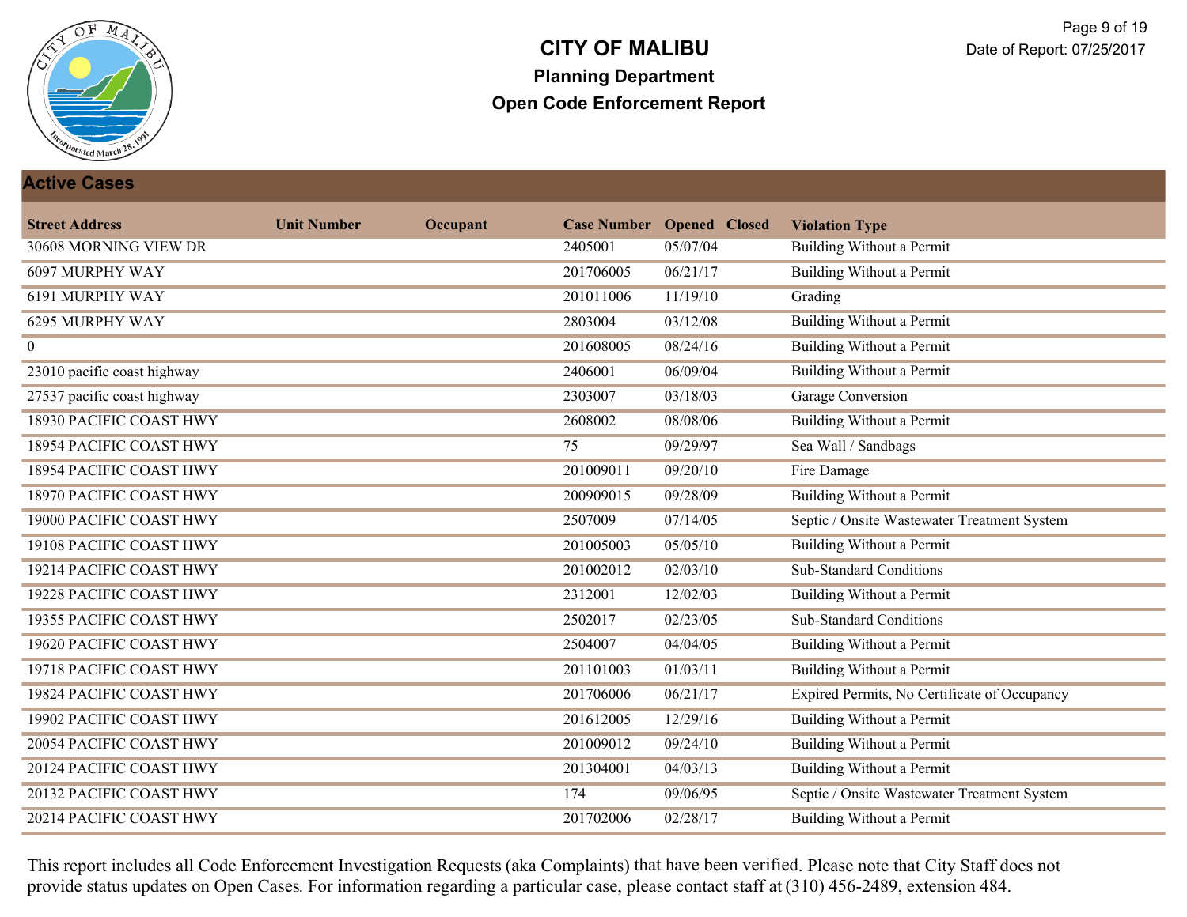# CITY OF MALIBU

## Planning Department

## Open Code Enforcement Report

Date of Report: 07/25/2017

### Active Cases

| Street Address | Unit Number | Occupant | Case Number | Opened | Closed | Violation Type |
|---|---|---|---|---|---|---|
| 30608 MORNING VIEW DR | | | 2405001 | 05/07/04 | | Building Without a Permit |
| 6097 MURPHY WAY | | | 201706005 | 06/21/17 | | Building Without a Permit |
| 6191 MURPHY WAY | | | 201011006 | 11/19/10 | | Grading |
| 6295 MURPHY WAY | | | 2803004 | 03/12/08 | | Building Without a Permit |
| 0 | | | 201608005 | 08/24/16 | | Building Without a Permit |
| 23010 pacific coast highway | | | 2406001 | 06/09/04 | | Building Without a Permit |
| 27537 pacific coast highway | | | 2303007 | 03/18/03 | | Garage Conversion |
| 18930 PACIFIC COAST HWY | | | 2608002 | 08/08/06 | | Building Without a Permit |
| 18954 PACIFIC COAST HWY | | | 75 | 09/29/97 | | Sea Wall / Sandbags |
| 18954 PACIFIC COAST HWY | | | 201009011 | 09/20/10 | | Fire Damage |
| 18970 PACIFIC COAST HWY | | | 200909015 | 09/28/09 | | Building Without a Permit |
| 19000 PACIFIC COAST HWY | | | 2507009 | 07/14/05 | | Septic / Onsite Wastewater Treatment System |
| 19108 PACIFIC COAST HWY | | | 201005003 | 05/05/10 | | Building Without a Permit |
| 19214 PACIFIC COAST HWY | | | 201002012 | 02/03/10 | | Sub-Standard Conditions |
| 19228 PACIFIC COAST HWY | | | 2312001 | 12/02/03 | | Building Without a Permit |
| 19355 PACIFIC COAST HWY | | | 2502017 | 02/23/05 | | Sub-Standard Conditions |
| 19620 PACIFIC COAST HWY | | | 2504007 | 04/04/05 | | Building Without a Permit |
| 19718 PACIFIC COAST HWY | | | 201101003 | 01/03/11 | | Building Without a Permit |
| 19824 PACIFIC COAST HWY | | | 201706006 | 06/21/17 | | Expired Permits, No Certificate of Occupancy |
| 19902 PACIFIC COAST HWY | | | 201612005 | 12/29/16 | | Building Without a Permit |
| 20054 PACIFIC COAST HWY | | | 201009012 | 09/24/10 | | Building Without a Permit |
| 20124 PACIFIC COAST HWY | | | 201304001 | 04/03/13 | | Building Without a Permit |
| 20132 PACIFIC COAST HWY | | | 174 | 09/06/95 | | Septic / Onsite Wastewater Treatment System |
| 20214 PACIFIC COAST HWY | | | 201702006 | 02/28/17 | | Building Without a Permit |

This report includes all Code Enforcement Investigation Requests (aka Complaints) that have been verified. Please note that City Staff does not provide status updates on Open Cases. For information regarding a particular case, please contact staff at (310) 456-2489, extension 484.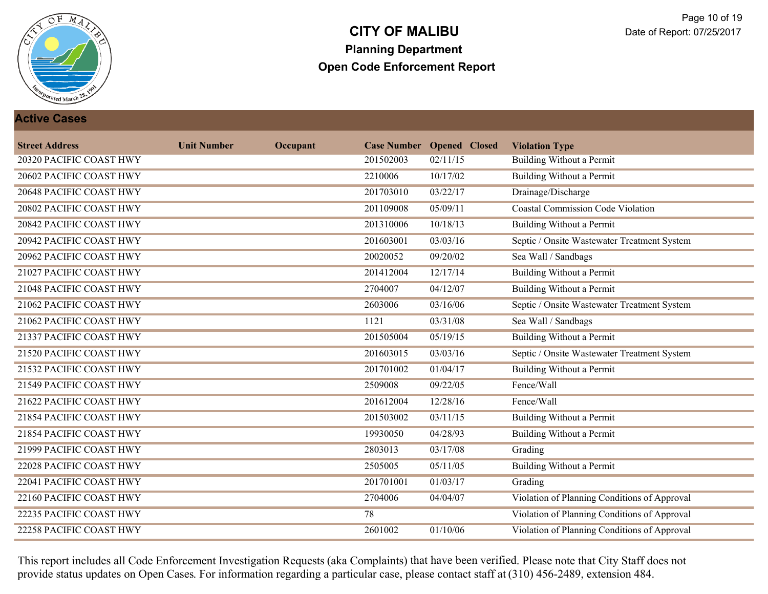# CITY OF MALIBU

## Planning Department

## Open Code Enforcement Report

Date of Report: 07/25/2017

### Active Cases

| Street Address | Unit Number | Occupant | Case Number | Opened | Closed | Violation Type |
|---|---|---|---|---|---|---|
| 20320 PACIFIC COAST HWY | | | 201502003 | 02/11/15 | | Building Without a Permit |
| 20602 PACIFIC COAST HWY | | | 2210006 | 10/17/02 | | Building Without a Permit |
| 20648 PACIFIC COAST HWY | | | 201703010 | 03/22/17 | | Drainage/Discharge |
| 20802 PACIFIC COAST HWY | | | 201109008 | 05/09/11 | | Coastal Commission Code Violation |
| 20842 PACIFIC COAST HWY | | | 201310006 | 10/18/13 | | Building Without a Permit |
| 20942 PACIFIC COAST HWY | | | 201603001 | 03/03/16 | | Septic / Onsite Wastewater Treatment System |
| 20962 PACIFIC COAST HWY | | | 20020052 | 09/20/02 | | Sea Wall / Sandbags |
| 21027 PACIFIC COAST HWY | | | 201412004 | 12/17/14 | | Building Without a Permit |
| 21048 PACIFIC COAST HWY | | | 2704007 | 04/12/07 | | Building Without a Permit |
| 21062 PACIFIC COAST HWY | | | 2603006 | 03/16/06 | | Septic / Onsite Wastewater Treatment System |
| 21062 PACIFIC COAST HWY | | | 1121 | 03/31/08 | | Sea Wall / Sandbags |
| 21337 PACIFIC COAST HWY | | | 201505004 | 05/19/15 | | Building Without a Permit |
| 21520 PACIFIC COAST HWY | | | 201603015 | 03/03/16 | | Septic / Onsite Wastewater Treatment System |
| 21532 PACIFIC COAST HWY | | | 201701002 | 01/04/17 | | Building Without a Permit |
| 21549 PACIFIC COAST HWY | | | 2509008 | 09/22/05 | | Fence/Wall |
| 21622 PACIFIC COAST HWY | | | 201612004 | 12/28/16 | | Fence/Wall |
| 21854 PACIFIC COAST HWY | | | 201503002 | 03/11/15 | | Building Without a Permit |
| 21854 PACIFIC COAST HWY | | | 19930050 | 04/28/93 | | Building Without a Permit |
| 21999 PACIFIC COAST HWY | | | 2803013 | 03/17/08 | | Grading |
| 22028 PACIFIC COAST HWY | | | 2505005 | 05/11/05 | | Building Without a Permit |
| 22041 PACIFIC COAST HWY | | | 201701001 | 01/03/17 | | Grading |
| 22160 PACIFIC COAST HWY | | | 2704006 | 04/04/07 | | Violation of Planning Conditions of Approval |
| 22235 PACIFIC COAST HWY | | | 78 | | | Violation of Planning Conditions of Approval |
| 22258 PACIFIC COAST HWY | | | 2601002 | 01/10/06 | | Violation of Planning Conditions of Approval |

This report includes all Code Enforcement Investigation Requests (aka Complaints) that have been verified. Please note that City Staff does not provide status updates on Open Cases. For information regarding a particular case, please contact staff at (310) 456-2489, extension 484.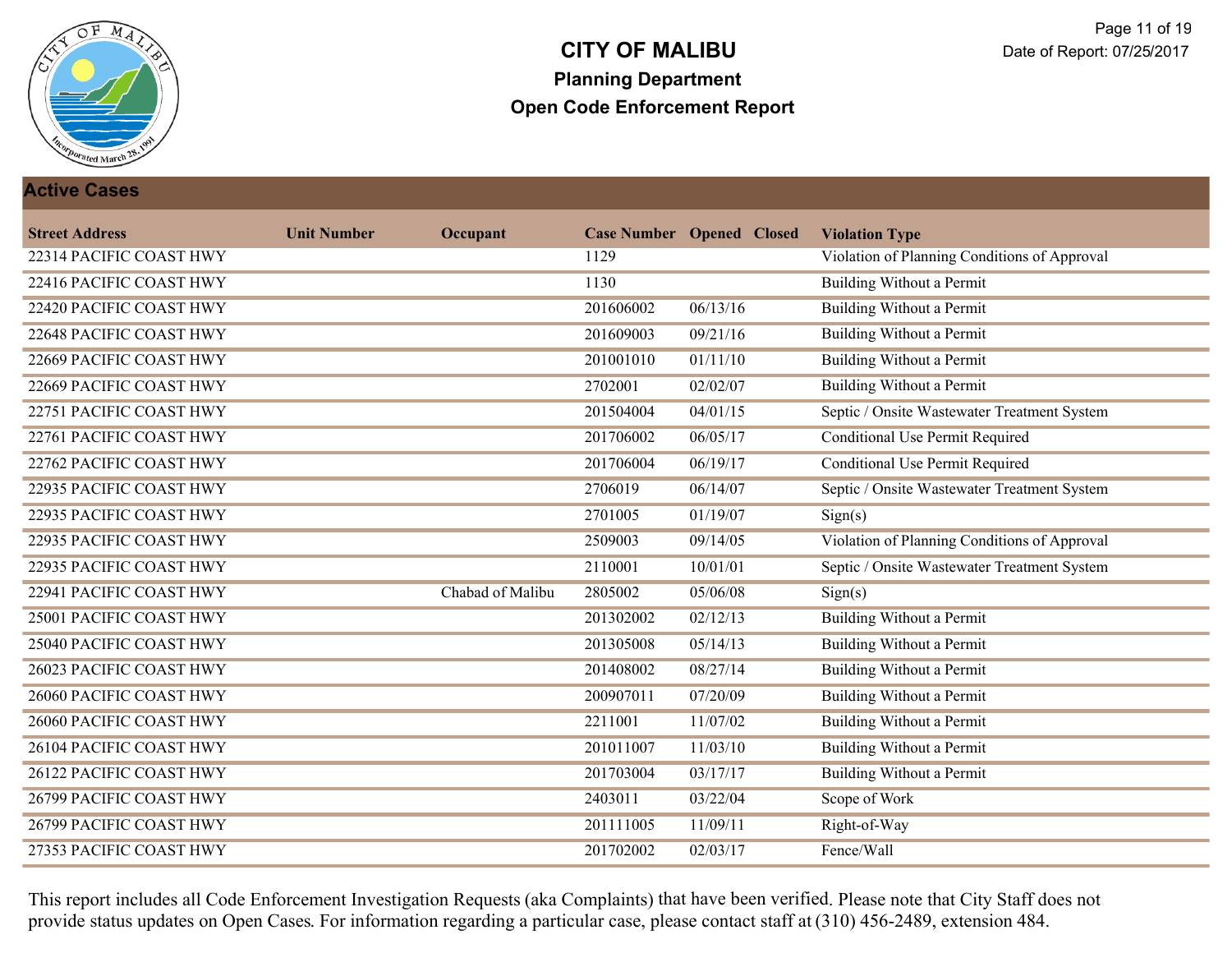# CITY OF MALIBU

## Planning Department

## Open Code Enforcement Report

Date of Report: 07/25/2017

### Active Cases

| Street Address | Unit Number | Occupant | Case Number | Opened | Closed | Violation Type |
|---|---|---|---|---|---|---|
| 22314 PACIFIC COAST HWY | | | 1129 | | | Violation of Planning Conditions of Approval |
| 22416 PACIFIC COAST HWY | | | 1130 | | | Building Without a Permit |
| 22420 PACIFIC COAST HWY | | | 201606002 | 06/13/16 | | Building Without a Permit |
| 22648 PACIFIC COAST HWY | | | 201609003 | 09/21/16 | | Building Without a Permit |
| 22669 PACIFIC COAST HWY | | | 201001010 | 01/11/10 | | Building Without a Permit |
| 22669 PACIFIC COAST HWY | | | 2702001 | 02/02/07 | | Building Without a Permit |
| 22751 PACIFIC COAST HWY | | | 201504004 | 04/01/15 | | Septic / Onsite Wastewater Treatment System |
| 22761 PACIFIC COAST HWY | | | 201706002 | 06/05/17 | | Conditional Use Permit Required |
| 22762 PACIFIC COAST HWY | | | 201706004 | 06/19/17 | | Conditional Use Permit Required |
| 22935 PACIFIC COAST HWY | | | 2706019 | 06/14/07 | | Septic / Onsite Wastewater Treatment System |
| 22935 PACIFIC COAST HWY | | | 2701005 | 01/19/07 | | Sign(s) |
| 22935 PACIFIC COAST HWY | | | 2509003 | 09/14/05 | | Violation of Planning Conditions of Approval |
| 22935 PACIFIC COAST HWY | | | 2110001 | 10/01/01 | | Septic / Onsite Wastewater Treatment System |
| 22941 PACIFIC COAST HWY | | Chabad of Malibu | 2805002 | 05/06/08 | | Sign(s) |
| 25001 PACIFIC COAST HWY | | | 201302002 | 02/12/13 | | Building Without a Permit |
| 25040 PACIFIC COAST HWY | | | 201305008 | 05/14/13 | | Building Without a Permit |
| 26023 PACIFIC COAST HWY | | | 201408002 | 08/27/14 | | Building Without a Permit |
| 26060 PACIFIC COAST HWY | | | 200907011 | 07/20/09 | | Building Without a Permit |
| 26060 PACIFIC COAST HWY | | | 2211001 | 11/07/02 | | Building Without a Permit |
| 26104 PACIFIC COAST HWY | | | 201011007 | 11/03/10 | | Building Without a Permit |
| 26122 PACIFIC COAST HWY | | | 201703004 | 03/17/17 | | Building Without a Permit |
| 26799 PACIFIC COAST HWY | | | 2403011 | 03/22/04 | | Scope of Work |
| 26799 PACIFIC COAST HWY | | | 201111005 | 11/09/11 | | Right-of-Way |
| 27353 PACIFIC COAST HWY | | | 201702002 | 02/03/17 | | Fence/Wall |

This report includes all Code Enforcement Investigation Requests (aka Complaints) that have been verified. Please note that City Staff does not provide status updates on Open Cases. For information regarding a particular case, please contact staff at (310) 456-2489, extension 484.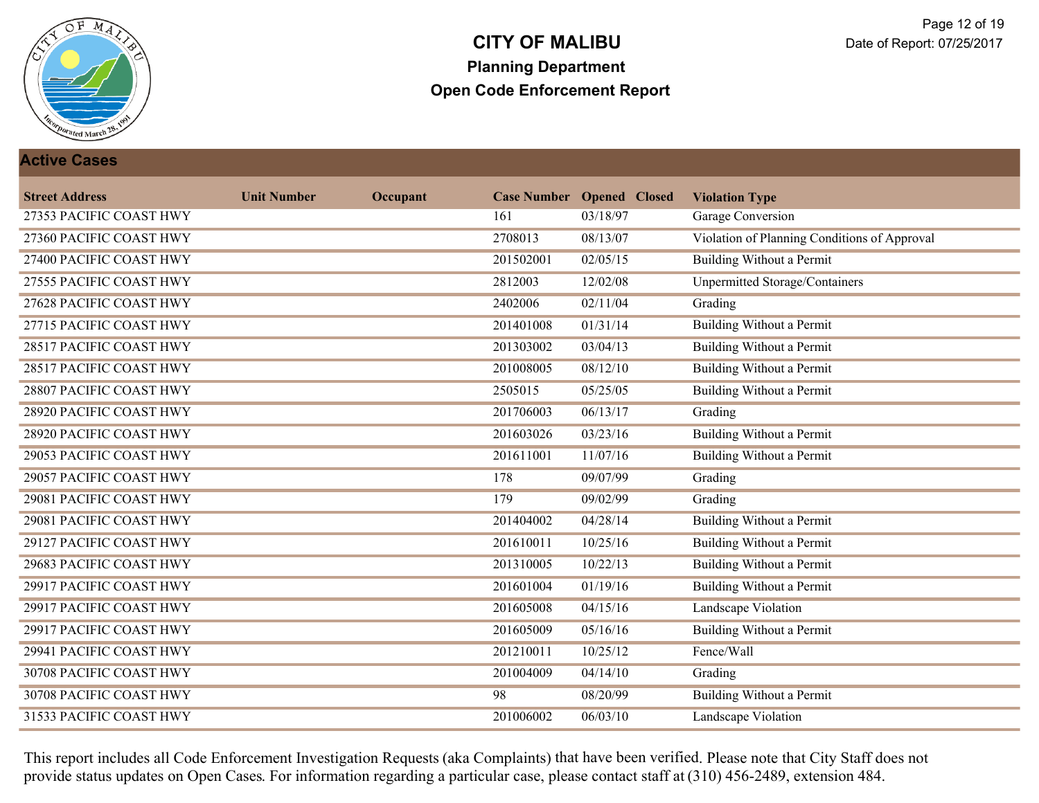# CITY OF MALIBU

## Planning Department

## Open Code Enforcement Report

Date of Report: 07/25/2017

### Active Cases

| Street Address | Unit Number | Occupant | Case Number | Opened | Closed | Violation Type |
|---|---|---|---|---|---|---|
| 27353 PACIFIC COAST HWY | | | 161 | 03/18/97 | | Garage Conversion |
| 27360 PACIFIC COAST HWY | | | 2708013 | 08/13/07 | | Violation of Planning Conditions of Approval |
| 27400 PACIFIC COAST HWY | | | 201502001 | 02/05/15 | | Building Without a Permit |
| 27555 PACIFIC COAST HWY | | | 2812003 | 12/02/08 | | Unpermitted Storage/Containers |
| 27628 PACIFIC COAST HWY | | | 2402006 | 02/11/04 | | Grading |
| 27715 PACIFIC COAST HWY | | | 201401008 | 01/31/14 | | Building Without a Permit |
| 28517 PACIFIC COAST HWY | | | 201303002 | 03/04/13 | | Building Without a Permit |
| 28517 PACIFIC COAST HWY | | | 201008005 | 08/12/10 | | Building Without a Permit |
| 28807 PACIFIC COAST HWY | | | 2505015 | 05/25/05 | | Building Without a Permit |
| 28920 PACIFIC COAST HWY | | | 201706003 | 06/13/17 | | Grading |
| 28920 PACIFIC COAST HWY | | | 201603026 | 03/23/16 | | Building Without a Permit |
| 29053 PACIFIC COAST HWY | | | 201611001 | 11/07/16 | | Building Without a Permit |
| 29057 PACIFIC COAST HWY | | | 178 | 09/07/99 | | Grading |
| 29081 PACIFIC COAST HWY | | | 179 | 09/02/99 | | Grading |
| 29081 PACIFIC COAST HWY | | | 201404002 | 04/28/14 | | Building Without a Permit |
| 29127 PACIFIC COAST HWY | | | 201610011 | 10/25/16 | | Building Without a Permit |
| 29683 PACIFIC COAST HWY | | | 201310005 | 10/22/13 | | Building Without a Permit |
| 29917 PACIFIC COAST HWY | | | 201601004 | 01/19/16 | | Building Without a Permit |
| 29917 PACIFIC COAST HWY | | | 201605008 | 04/15/16 | | Landscape Violation |
| 29917 PACIFIC COAST HWY | | | 201605009 | 05/16/16 | | Building Without a Permit |
| 29941 PACIFIC COAST HWY | | | 201210011 | 10/25/12 | | Fence/Wall |
| 30708 PACIFIC COAST HWY | | | 201004009 | 04/14/10 | | Grading |
| 30708 PACIFIC COAST HWY | | | 98 | 08/20/99 | | Building Without a Permit |
| 31533 PACIFIC COAST HWY | | | 201006002 | 06/03/10 | | Landscape Violation |

This report includes all Code Enforcement Investigation Requests (aka Complaints) that have been verified. Please note that City Staff does not provide status updates on Open Cases. For information regarding a particular case, please contact staff at (310) 456-2489, extension 484.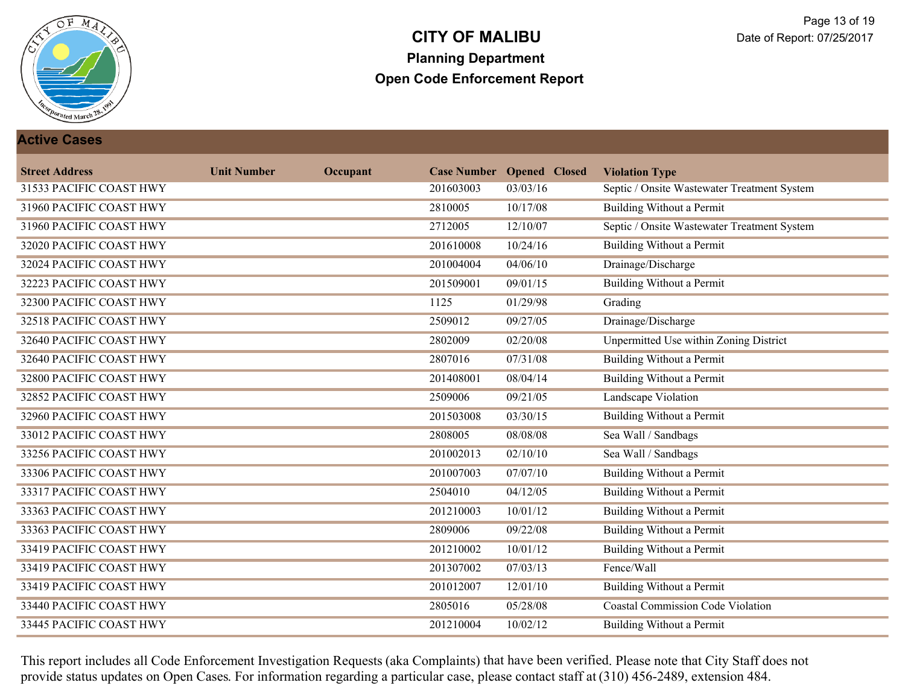# CITY OF MALIBU

## Planning Department

## Open Code Enforcement Report

Date of Report: 07/25/2017

### Active Cases

| Street Address | Unit Number | Occupant | Case Number | Opened | Closed | Violation Type |
|---|---|---|---|---|---|---|
| 31533 PACIFIC COAST HWY | | | 201603003 | 03/03/16 | | Septic / Onsite Wastewater Treatment System |
| 31960 PACIFIC COAST HWY | | | 2810005 | 10/17/08 | | Building Without a Permit |
| 31960 PACIFIC COAST HWY | | | 2712005 | 12/10/07 | | Septic / Onsite Wastewater Treatment System |
| 32020 PACIFIC COAST HWY | | | 201610008 | 10/24/16 | | Building Without a Permit |
| 32024 PACIFIC COAST HWY | | | 201004004 | 04/06/10 | | Drainage/Discharge |
| 32223 PACIFIC COAST HWY | | | 201509001 | 09/01/15 | | Building Without a Permit |
| 32300 PACIFIC COAST HWY | | | 1125 | 01/29/98 | | Grading |
| 32518 PACIFIC COAST HWY | | | 2509012 | 09/27/05 | | Drainage/Discharge |
| 32640 PACIFIC COAST HWY | | | 2802009 | 02/20/08 | | Unpermitted Use within Zoning District |
| 32640 PACIFIC COAST HWY | | | 2807016 | 07/31/08 | | Building Without a Permit |
| 32800 PACIFIC COAST HWY | | | 201408001 | 08/04/14 | | Building Without a Permit |
| 32852 PACIFIC COAST HWY | | | 2509006 | 09/21/05 | | Landscape Violation |
| 32960 PACIFIC COAST HWY | | | 201503008 | 03/30/15 | | Building Without a Permit |
| 33012 PACIFIC COAST HWY | | | 2808005 | 08/08/08 | | Sea Wall / Sandbags |
| 33256 PACIFIC COAST HWY | | | 201002013 | 02/10/10 | | Sea Wall / Sandbags |
| 33306 PACIFIC COAST HWY | | | 201007003 | 07/07/10 | | Building Without a Permit |
| 33317 PACIFIC COAST HWY | | | 2504010 | 04/12/05 | | Building Without a Permit |
| 33363 PACIFIC COAST HWY | | | 201210003 | 10/01/12 | | Building Without a Permit |
| 33363 PACIFIC COAST HWY | | | 2809006 | 09/22/08 | | Building Without a Permit |
| 33419 PACIFIC COAST HWY | | | 201210002 | 10/01/12 | | Building Without a Permit |
| 33419 PACIFIC COAST HWY | | | 201307002 | 07/03/13 | | Fence/Wall |
| 33419 PACIFIC COAST HWY | | | 201012007 | 12/01/10 | | Building Without a Permit |
| 33440 PACIFIC COAST HWY | | | 2805016 | 05/28/08 | | Coastal Commission Code Violation |
| 33445 PACIFIC COAST HWY | | | 201210004 | 10/02/12 | | Building Without a Permit |

This report includes all Code Enforcement Investigation Requests (aka Complaints) that have been verified. Please note that City Staff does not provide status updates on Open Cases. For information regarding a particular case, please contact staff at (310) 456-2489, extension 484.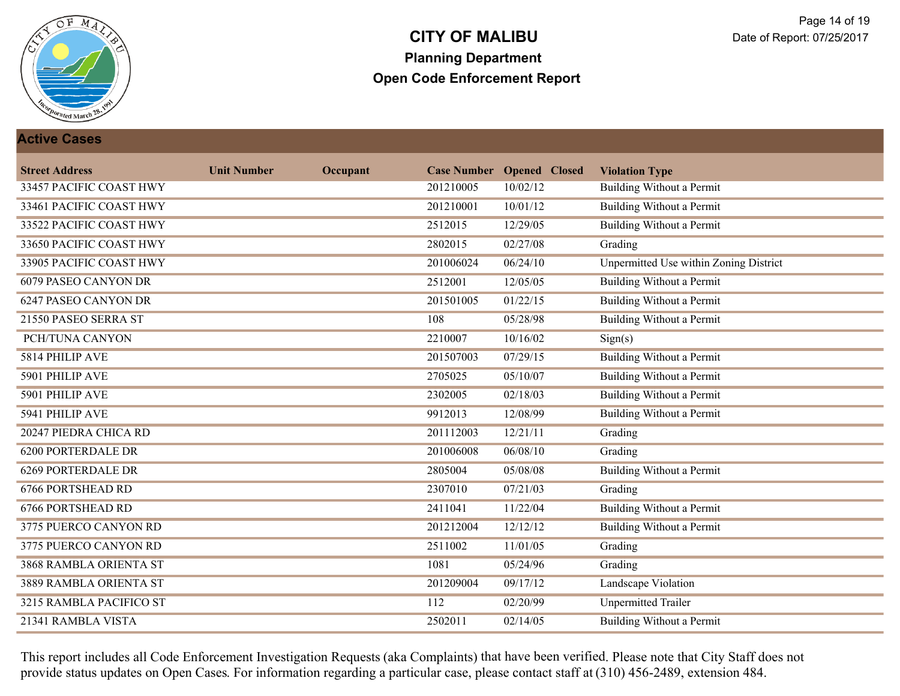# CITY OF MALIBU

## Planning Department

## Open Code Enforcement Report

Date of Report: 07/25/2017

### Active Cases

| Street Address | Unit Number | Occupant | Case Number | Opened | Closed | Violation Type |
|---|---|---|---|---|---|---|
| 33457 PACIFIC COAST HWY | | | 201210005 | 10/02/12 | | Building Without a Permit |
| 33461 PACIFIC COAST HWY | | | 201210001 | 10/01/12 | | Building Without a Permit |
| 33522 PACIFIC COAST HWY | | | 2512015 | 12/29/05 | | Building Without a Permit |
| 33650 PACIFIC COAST HWY | | | 2802015 | 02/27/08 | | Grading |
| 33905 PACIFIC COAST HWY | | | 201006024 | 06/24/10 | | Unpermitted Use within Zoning District |
| 6079 PASEO CANYON DR | | | 2512001 | 12/05/05 | | Building Without a Permit |
| 6247 PASEO CANYON DR | | | 201501005 | 01/22/15 | | Building Without a Permit |
| 21550 PASEO SERRA ST | | | 108 | 05/28/98 | | Building Without a Permit |
| PCH/TUNA CANYON | | | 2210007 | 10/16/02 | | Sign(s) |
| 5814 PHILIP AVE | | | 201507003 | 07/29/15 | | Building Without a Permit |
| 5901 PHILIP AVE | | | 2705025 | 05/10/07 | | Building Without a Permit |
| 5901 PHILIP AVE | | | 2302005 | 02/18/03 | | Building Without a Permit |
| 5941 PHILIP AVE | | | 9912013 | 12/08/99 | | Building Without a Permit |
| 20247 PIEDRA CHICA RD | | | 201112003 | 12/21/11 | | Grading |
| 6200 PORTERDALE DR | | | 201006008 | 06/08/10 | | Grading |
| 6269 PORTERDALE DR | | | 2805004 | 05/08/08 | | Building Without a Permit |
| 6766 PORTSHEAD RD | | | 2307010 | 07/21/03 | | Grading |
| 6766 PORTSHEAD RD | | | 2411041 | 11/22/04 | | Building Without a Permit |
| 3775 PUERCO CANYON RD | | | 201212004 | 12/12/12 | | Building Without a Permit |
| 3775 PUERCO CANYON RD | | | 2511002 | 11/01/05 | | Grading |
| 3868 RAMBLA ORIENTA ST | | | 1081 | 05/24/96 | | Grading |
| 3889 RAMBLA ORIENTA ST | | | 201209004 | 09/17/12 | | Landscape Violation |
| 3215 RAMBLA PACIFICO ST | | | 112 | 02/20/99 | | Unpermitted Trailer |
| 21341 RAMBLA VISTA | | | 2502011 | 02/14/05 | | Building Without a Permit |

This report includes all Code Enforcement Investigation Requests (aka Complaints) that have been verified. Please note that City Staff does not provide status updates on Open Cases. For information regarding a particular case, please contact staff at (310) 456-2489, extension 484.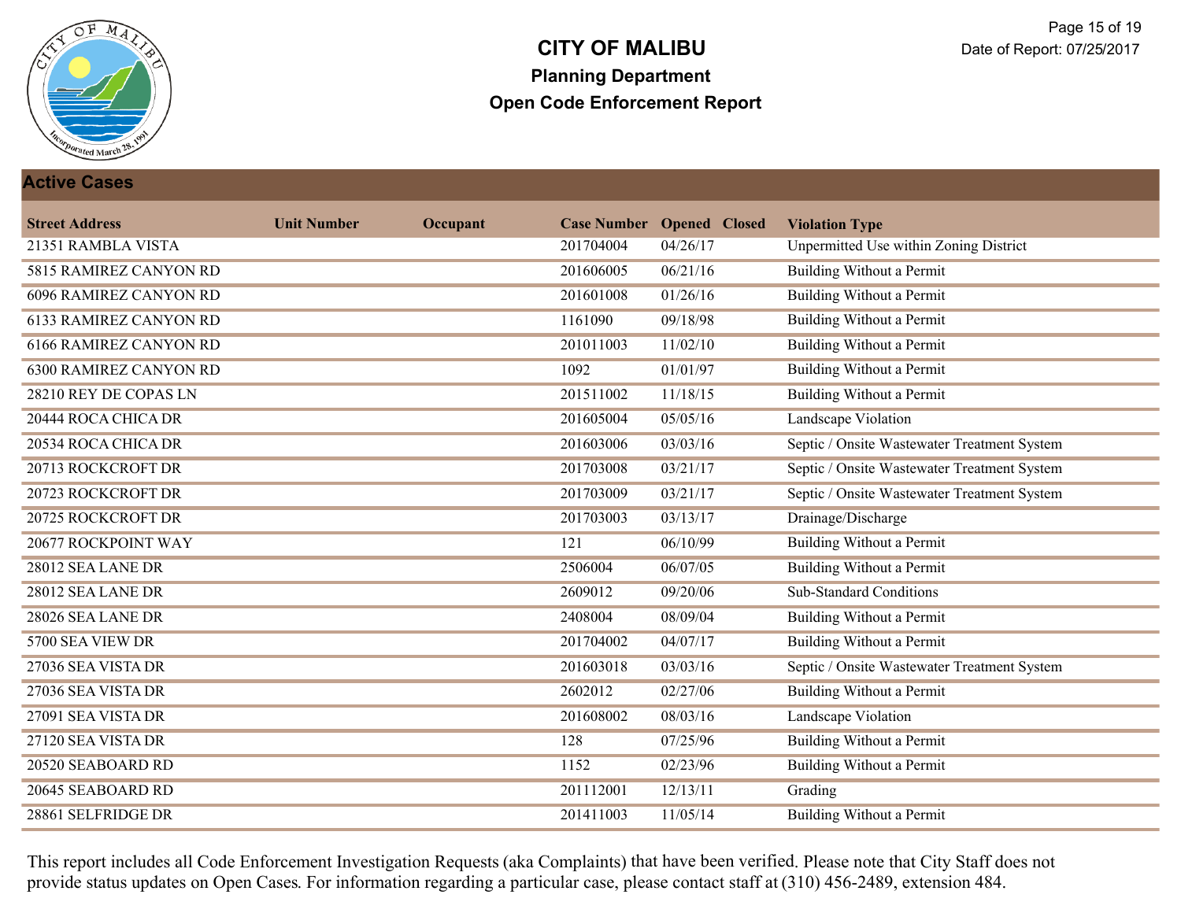# CITY OF MALIBU

## Planning Department

## Open Code Enforcement Report

Date of Report: 07/25/2017

### Active Cases

| Street Address | Unit Number | Occupant | Case Number | Opened | Closed | Violation Type |
|---|---|---|---|---|---|---|
| 21351 RAMBLA VISTA | | | 201704004 | 04/26/17 | | Unpermitted Use within Zoning District |
| 5815 RAMIREZ CANYON RD | | | 201606005 | 06/21/16 | | Building Without a Permit |
| 6096 RAMIREZ CANYON RD | | | 201601008 | 01/26/16 | | Building Without a Permit |
| 6133 RAMIREZ CANYON RD | | | 1161090 | 09/18/98 | | Building Without a Permit |
| 6166 RAMIREZ CANYON RD | | | 201011003 | 11/02/10 | | Building Without a Permit |
| 6300 RAMIREZ CANYON RD | | | 1092 | 01/01/97 | | Building Without a Permit |
| 28210 REY DE COPAS LN | | | 201511002 | 11/18/15 | | Building Without a Permit |
| 20444 ROCA CHICA DR | | | 201605004 | 05/05/16 | | Landscape Violation |
| 20534 ROCA CHICA DR | | | 201603006 | 03/03/16 | | Septic / Onsite Wastewater Treatment System |
| 20713 ROCKCROFT DR | | | 201703008 | 03/21/17 | | Septic / Onsite Wastewater Treatment System |
| 20723 ROCKCROFT DR | | | 201703009 | 03/21/17 | | Septic / Onsite Wastewater Treatment System |
| 20725 ROCKCROFT DR | | | 201703003 | 03/13/17 | | Drainage/Discharge |
| 20677 ROCKPOINT WAY | | | 121 | 06/10/99 | | Building Without a Permit |
| 28012 SEA LANE DR | | | 2506004 | 06/07/05 | | Building Without a Permit |
| 28012 SEA LANE DR | | | 2609012 | 09/20/06 | | Sub-Standard Conditions |
| 28026 SEA LANE DR | | | 2408004 | 08/09/04 | | Building Without a Permit |
| 5700 SEA VIEW DR | | | 201704002 | 04/07/17 | | Building Without a Permit |
| 27036 SEA VISTA DR | | | 201603018 | 03/03/16 | | Septic / Onsite Wastewater Treatment System |
| 27036 SEA VISTA DR | | | 2602012 | 02/27/06 | | Building Without a Permit |
| 27091 SEA VISTA DR | | | 201608002 | 08/03/16 | | Landscape Violation |
| 27120 SEA VISTA DR | | | 128 | 07/25/96 | | Building Without a Permit |
| 20520 SEABOARD RD | | | 1152 | 02/23/96 | | Building Without a Permit |
| 20645 SEABOARD RD | | | 201112001 | 12/13/11 | | Grading |
| 28861 SELFRIDGE DR | | | 201411003 | 11/05/14 | | Building Without a Permit |

This report includes all Code Enforcement Investigation Requests (aka Complaints) that have been verified. Please note that City Staff does not provide status updates on Open Cases. For information regarding a particular case, please contact staff at (310) 456-2489, extension 484.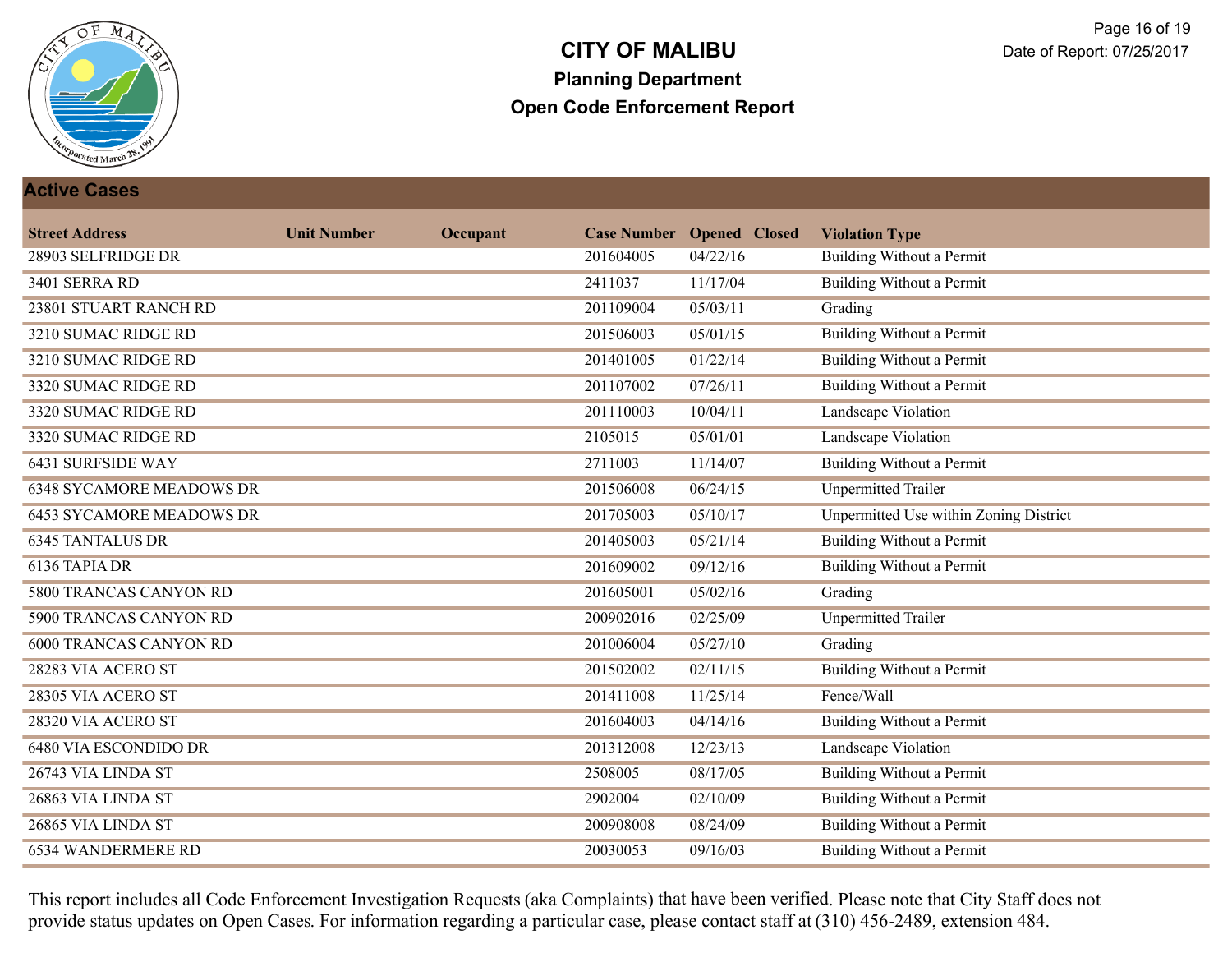# CITY OF MALIBU

## Planning Department

## Open Code Enforcement Report

Date of Report: 07/25/2017

### Active Cases

| Street Address | Unit Number | Occupant | Case Number | Opened | Closed | Violation Type |
|---|---|---|---|---|---|---|
| 28903 SELFRIDGE DR | | | 201604005 | 04/22/16 | | Building Without a Permit |
| 3401 SERRA RD | | | 2411037 | 11/17/04 | | Building Without a Permit |
| 23801 STUART RANCH RD | | | 201109004 | 05/03/11 | | Grading |
| 3210 SUMAC RIDGE RD | | | 201506003 | 05/01/15 | | Building Without a Permit |
| 3210 SUMAC RIDGE RD | | | 201401005 | 01/22/14 | | Building Without a Permit |
| 3320 SUMAC RIDGE RD | | | 201107002 | 07/26/11 | | Building Without a Permit |
| 3320 SUMAC RIDGE RD | | | 201110003 | 10/04/11 | | Landscape Violation |
| 3320 SUMAC RIDGE RD | | | 2105015 | 05/01/01 | | Landscape Violation |
| 6431 SURFSIDE WAY | | | 2711003 | 11/14/07 | | Building Without a Permit |
| 6348 SYCAMORE MEADOWS DR | | | 201506008 | 06/24/15 | | Unpermitted Trailer |
| 6453 SYCAMORE MEADOWS DR | | | 201705003 | 05/10/17 | | Unpermitted Use within Zoning District |
| 6345 TANTALUS DR | | | 201405003 | 05/21/14 | | Building Without a Permit |
| 6136 TAPIA DR | | | 201609002 | 09/12/16 | | Building Without a Permit |
| 5800 TRANCAS CANYON RD | | | 201605001 | 05/02/16 | | Grading |
| 5900 TRANCAS CANYON RD | | | 200902016 | 02/25/09 | | Unpermitted Trailer |
| 6000 TRANCAS CANYON RD | | | 201006004 | 05/27/10 | | Grading |
| 28283 VIA ACERO ST | | | 201502002 | 02/11/15 | | Building Without a Permit |
| 28305 VIA ACERO ST | | | 201411008 | 11/25/14 | | Fence/Wall |
| 28320 VIA ACERO ST | | | 201604003 | 04/14/16 | | Building Without a Permit |
| 6480 VIA ESCONDIDO DR | | | 201312008 | 12/23/13 | | Landscape Violation |
| 26743 VIA LINDA ST | | | 2508005 | 08/17/05 | | Building Without a Permit |
| 26863 VIA LINDA ST | | | 2902004 | 02/10/09 | | Building Without a Permit |
| 26865 VIA LINDA ST | | | 200908008 | 08/24/09 | | Building Without a Permit |
| 6534 WANDERMERE RD | | | 20030053 | 09/16/03 | | Building Without a Permit |

This report includes all Code Enforcement Investigation Requests (aka Complaints) that have been verified. Please note that City Staff does not provide status updates on Open Cases. For information regarding a particular case, please contact staff at (310) 456-2489, extension 484.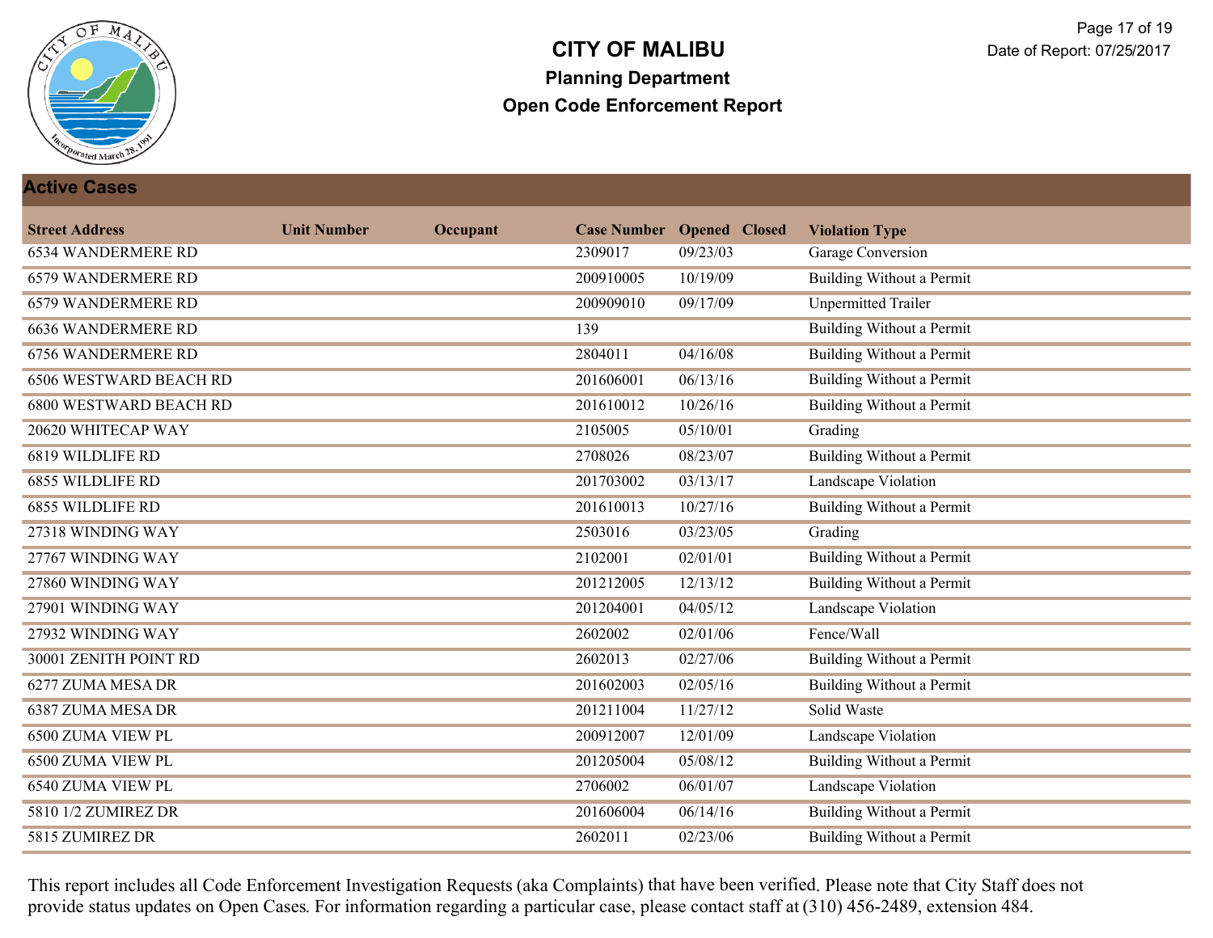# CITY OF MALIBU

## Planning Department

## Open Code Enforcement Report

Date of Report: 07/25/2017

### Active Cases

| Street Address | Unit Number | Occupant | Case Number | Opened | Closed | Violation Type |
|---|---|---|---|---|---|---|
| 6534 WANDERMERE RD | | | 2309017 | 09/23/03 | | Garage Conversion |
| 6579 WANDERMERE RD | | | 200910005 | 10/19/09 | | Building Without a Permit |
| 6579 WANDERMERE RD | | | 200909010 | 09/17/09 | | Unpermitted Trailer |
| 6636 WANDERMERE RD | | | 139 | | | Building Without a Permit |
| 6756 WANDERMERE RD | | | 2804011 | 04/16/08 | | Building Without a Permit |
| 6506 WESTWARD BEACH RD | | | 201606001 | 06/13/16 | | Building Without a Permit |
| 6800 WESTWARD BEACH RD | | | 201610012 | 10/26/16 | | Building Without a Permit |
| 20620 WHITECAP WAY | | | 2105005 | 05/10/01 | | Grading |
| 6819 WILDLIFE RD | | | 2708026 | 08/23/07 | | Building Without a Permit |
| 6855 WILDLIFE RD | | | 201703002 | 03/13/17 | | Landscape Violation |
| 6855 WILDLIFE RD | | | 201610013 | 10/27/16 | | Building Without a Permit |
| 27318 WINDING WAY | | | 2503016 | 03/23/05 | | Grading |
| 27767 WINDING WAY | | | 2102001 | 02/01/01 | | Building Without a Permit |
| 27860 WINDING WAY | | | 201212005 | 12/13/12 | | Building Without a Permit |
| 27901 WINDING WAY | | | 201204001 | 04/05/12 | | Landscape Violation |
| 27932 WINDING WAY | | | 2602002 | 02/01/06 | | Fence/Wall |
| 30001 ZENITH POINT RD | | | 2602013 | 02/27/06 | | Building Without a Permit |
| 6277 ZUMA MESA DR | | | 201602003 | 02/05/16 | | Building Without a Permit |
| 6387 ZUMA MESA DR | | | 201211004 | 11/27/12 | | Solid Waste |
| 6500 ZUMA VIEW PL | | | 200912007 | 12/01/09 | | Landscape Violation |
| 6500 ZUMA VIEW PL | | | 201205004 | 05/08/12 | | Building Without a Permit |
| 6540 ZUMA VIEW PL | | | 2706002 | 06/01/07 | | Landscape Violation |
| 5810 1/2 ZUMIREZ DR | | | 201606004 | 06/14/16 | | Building Without a Permit |
| 5815 ZUMIREZ DR | | | 2602011 | 02/23/06 | | Building Without a Permit |

This report includes all Code Enforcement Investigation Requests (aka Complaints) that have been verified. Please note that City Staff does not provide status updates on Open Cases. For information regarding a particular case, please contact staff at (310) 456-2489, extension 484.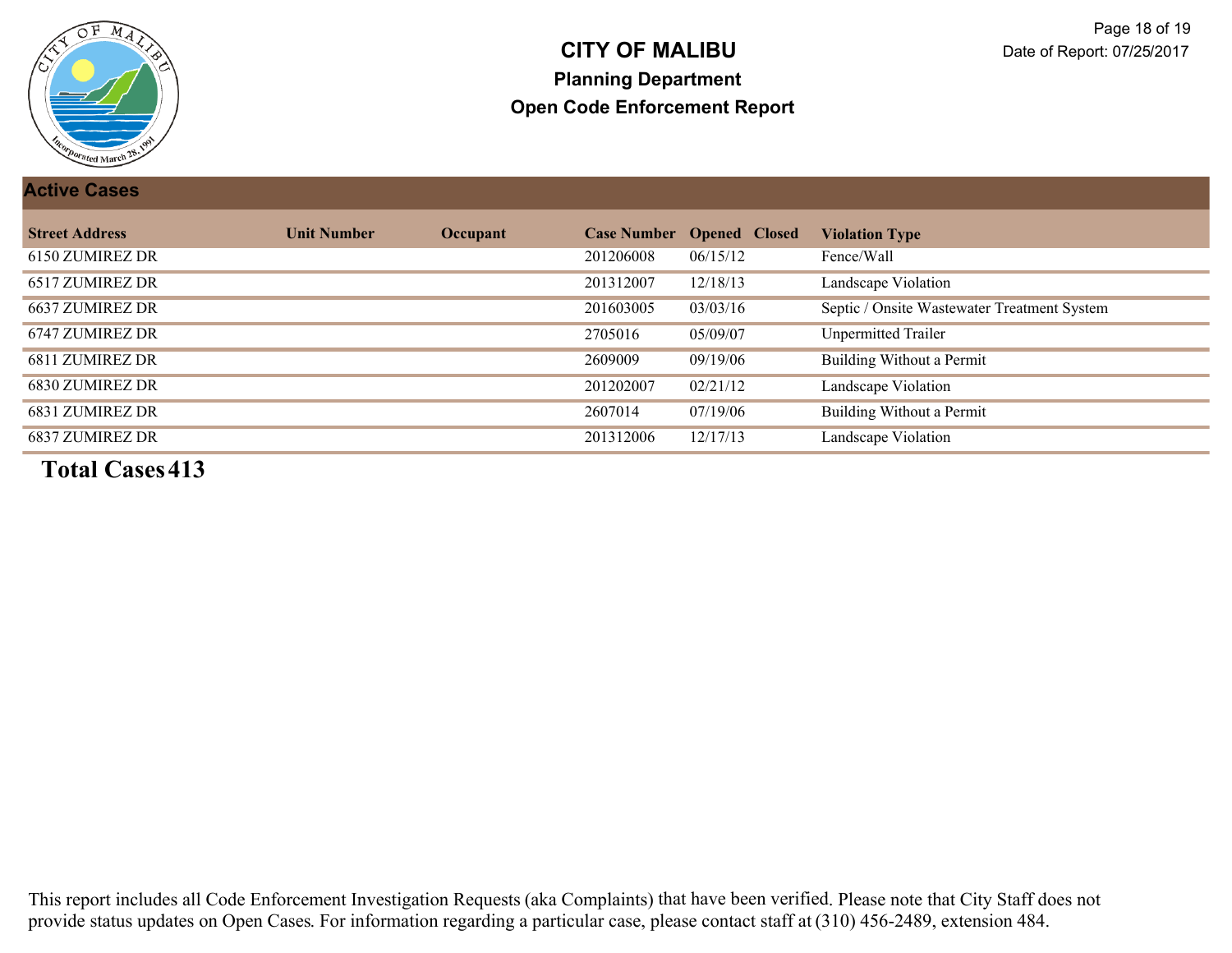# CITY OF MALIBU

## Planning Department

## Open Code Enforcement Report

### Active Cases

| Street Address | Unit Number | Occupant | Case Number | Opened | Closed | Violation Type |
|---|---|---|---|---|---|---|
| 6150 ZUMIREZ DR | | | 201206008 | 06/15/12 | | Fence/Wall |
| 6517 ZUMIREZ DR | | | 201312007 | 12/18/13 | | Landscape Violation |
| 6637 ZUMIREZ DR | | | 201603005 | 03/03/16 | | Septic / Onsite Wastewater Treatment System |
| 6747 ZUMIREZ DR | | | 2705016 | 05/09/07 | | Unpermitted Trailer |
| 6811 ZUMIREZ DR | | | 2609009 | 09/19/06 | | Building Without a Permit |
| 6830 ZUMIREZ DR | | | 201202007 | 02/21/12 | | Landscape Violation |
| 6831 ZUMIREZ DR | | | 2607014 | 07/19/06 | | Building Without a Permit |
| 6837 ZUMIREZ DR | | | 201312006 | 12/17/13 | | Landscape Violation |

**Total Cases 413**

This report includes all Code Enforcement Investigation Requests (aka Complaints) that have been verified. Please note that City Staff does not provide status updates on Open Cases. For information regarding a particular case, please contact staff at (310) 456-2489, extension 484.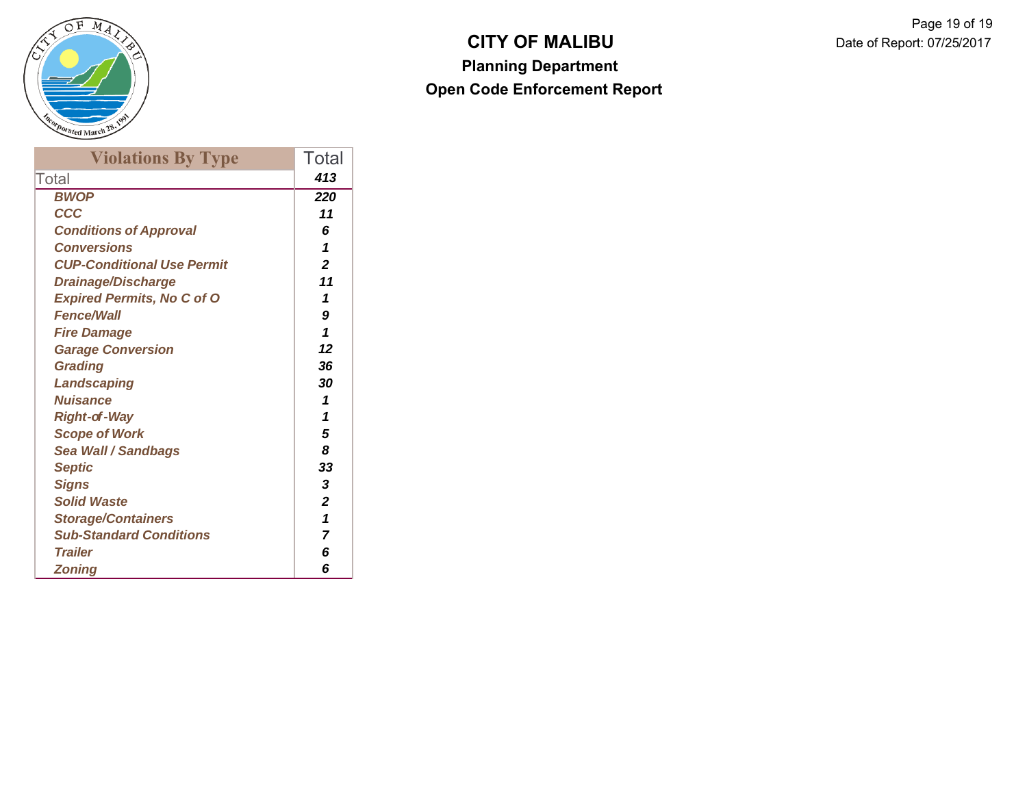# CITY OF MALIBU

**Planning Department**

**Open Code Enforcement Report**

Date of Report: 07/25/2017

| Violations By Type | Total |
|---|---|
| Total | ***413*** |
| ***BWOP*** | ***220*** |
| ***CCC*** | ***11*** |
| ***Conditions of Approval*** | ***6*** |
| ***Conversions*** | ***1*** |
| ***CUP-Conditional Use Permit*** | ***2*** |
| ***Drainage/Discharge*** | ***11*** |
| ***Expired Permits, No C of O*** | ***1*** |
| ***Fence/Wall*** | ***9*** |
| ***Fire Damage*** | ***1*** |
| ***Garage Conversion*** | ***12*** |
| ***Grading*** | ***36*** |
| ***Landscaping*** | ***30*** |
| ***Nuisance*** | ***1*** |
| ***Right-of-Way*** | ***1*** |
| ***Scope of Work*** | ***5*** |
| ***Sea Wall / Sandbags*** | ***8*** |
| ***Septic*** | ***33*** |
| ***Signs*** | ***3*** |
| ***Solid Waste*** | ***2*** |
| ***Storage/Containers*** | ***1*** |
| ***Sub-Standard Conditions*** | ***7*** |
| ***Trailer*** | ***6*** |
| ***Zoning*** | ***6*** |